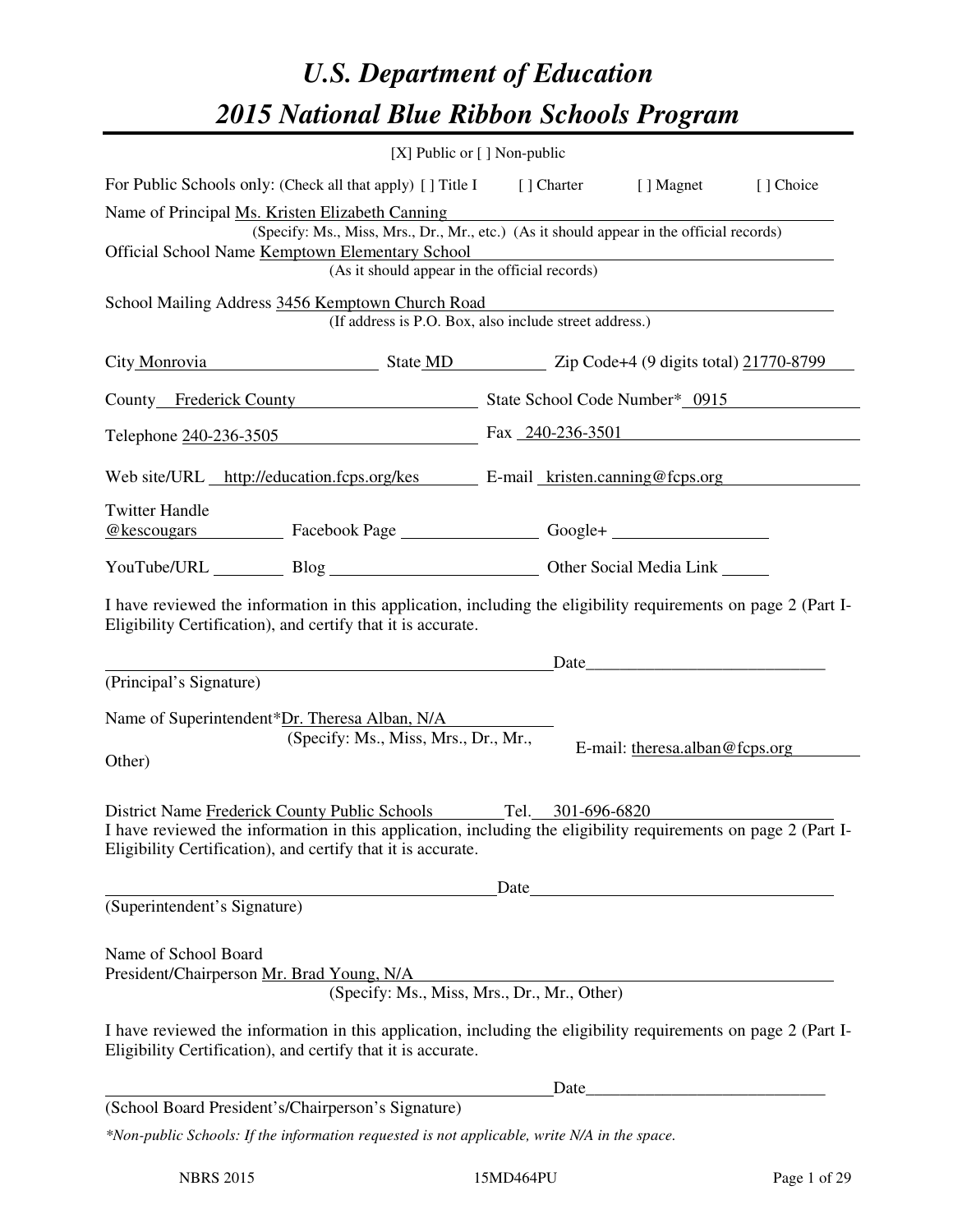# U.S. Department of Education

# 2015 National Blue Ribbon Schools Program

[X] Public or [ ] Non-public

For Public Schools only: (Check all that apply) [ ] Title I [ ] Charter [ ] Magnet [ ] Choice

Name of Principal Ms. Kristen Elizabeth Canning
(Specify: Ms., Miss, Mrs., Dr., Mr., etc.) (As it should appear in the official records)

Official School Name Kemptown Elementary School
(As it should appear in the official records)

School Mailing Address 3456 Kemptown Church Road
(If address is P.O. Box, also include street address.)

City Monrovia State MD Zip Code+4 (9 digits total) 21770-8799

County Frederick County State School Code Number* 0915

Telephone 240-236-3505 Fax 240-236-3501

Web site/URL http://education.fcps.org/kes E-mail kristen.canning@fcps.org

Twitter Handle @kescougars Facebook Page ________ Google+ ________

YouTube/URL ________ Blog ________ Other Social Media Link ________

I have reviewed the information in this application, including the eligibility requirements on page 2 (Part I-Eligibility Certification), and certify that it is accurate.

_________________________ Date_________________________
(Principal's Signature)

Name of Superintendent*Dr. Theresa Alban, N/A
(Specify: Ms., Miss, Mrs., Dr., Mr., Other)

E-mail: theresa.alban@fcps.org

District Name Frederick County Public Schools Tel. 301-696-6820

I have reviewed the information in this application, including the eligibility requirements on page 2 (Part I-Eligibility Certification), and certify that it is accurate.

_________________________ Date_________________________
(Superintendent's Signature)

Name of School Board
President/Chairperson Mr. Brad Young, N/A
(Specify: Ms., Miss, Mrs., Dr., Mr., Other)

I have reviewed the information in this application, including the eligibility requirements on page 2 (Part I-Eligibility Certification), and certify that it is accurate.

_________________________ Date_________________________
(School Board President's/Chairperson's Signature)

*\*Non-public Schools: If the information requested is not applicable, write N/A in the space.*

NBRS 2015 15MD464PU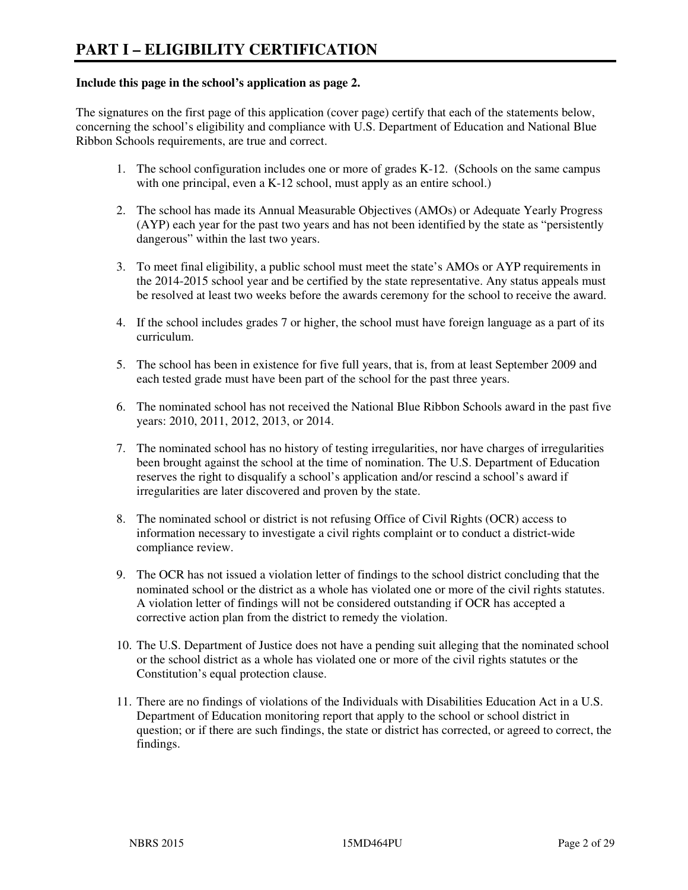# PART I – ELIGIBILITY CERTIFICATION

**Include this page in the school's application as page 2.**

The signatures on the first page of this application (cover page) certify that each of the statements below, concerning the school's eligibility and compliance with U.S. Department of Education and National Blue Ribbon Schools requirements, are true and correct.

1. The school configuration includes one or more of grades K-12. (Schools on the same campus with one principal, even a K-12 school, must apply as an entire school.)

2. The school has made its Annual Measurable Objectives (AMOs) or Adequate Yearly Progress (AYP) each year for the past two years and has not been identified by the state as "persistently dangerous" within the last two years.

3. To meet final eligibility, a public school must meet the state's AMOs or AYP requirements in the 2014-2015 school year and be certified by the state representative. Any status appeals must be resolved at least two weeks before the awards ceremony for the school to receive the award.

4. If the school includes grades 7 or higher, the school must have foreign language as a part of its curriculum.

5. The school has been in existence for five full years, that is, from at least September 2009 and each tested grade must have been part of the school for the past three years.

6. The nominated school has not received the National Blue Ribbon Schools award in the past five years: 2010, 2011, 2012, 2013, or 2014.

7. The nominated school has no history of testing irregularities, nor have charges of irregularities been brought against the school at the time of nomination. The U.S. Department of Education reserves the right to disqualify a school's application and/or rescind a school's award if irregularities are later discovered and proven by the state.

8. The nominated school or district is not refusing Office of Civil Rights (OCR) access to information necessary to investigate a civil rights complaint or to conduct a district-wide compliance review.

9. The OCR has not issued a violation letter of findings to the school district concluding that the nominated school or the district as a whole has violated one or more of the civil rights statutes. A violation letter of findings will not be considered outstanding if OCR has accepted a corrective action plan from the district to remedy the violation.

10. The U.S. Department of Justice does not have a pending suit alleging that the nominated school or the school district as a whole has violated one or more of the civil rights statutes or the Constitution's equal protection clause.

11. There are no findings of violations of the Individuals with Disabilities Education Act in a U.S. Department of Education monitoring report that apply to the school or school district in question; or if there are such findings, the state or district has corrected, or agreed to correct, the findings.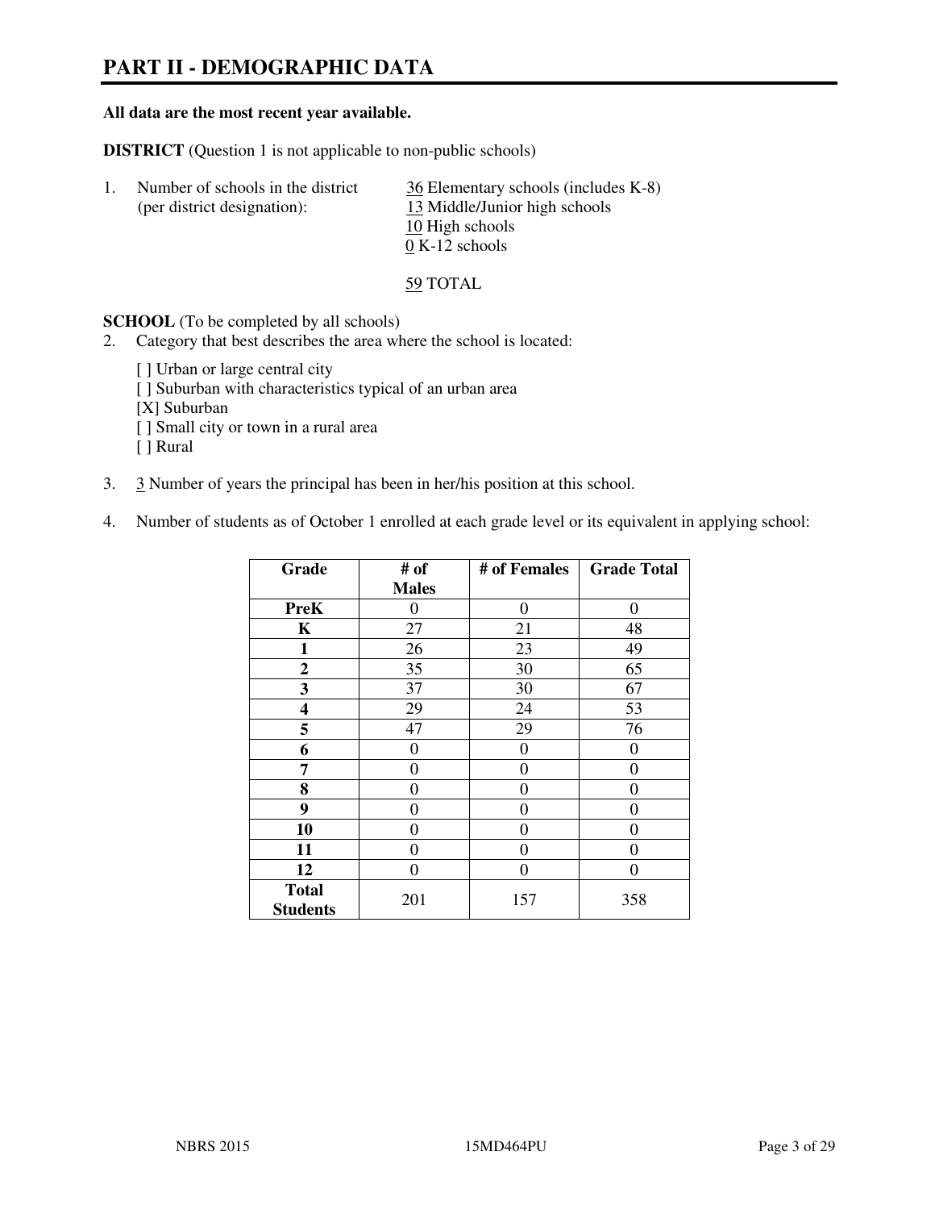# PART II - DEMOGRAPHIC DATA

**All data are the most recent year available.**

**DISTRICT** (Question 1 is not applicable to non-public schools)

1. Number of schools in the district (per district designation):
   - 36 Elementary schools (includes K-8)
   - 13 Middle/Junior high schools
   - 10 High schools
   - 0 K-12 schools

   59 TOTAL

**SCHOOL** (To be completed by all schools)

2. Category that best describes the area where the school is located:

   [ ] Urban or large central city
   [ ] Suburban with characteristics typical of an urban area
   [X] Suburban
   [ ] Small city or town in a rural area
   [ ] Rural

3. 3 Number of years the principal has been in her/his position at this school.

4. Number of students as of October 1 enrolled at each grade level or its equivalent in applying school:

| Grade | # of Males | # of Females | Grade Total |
|---|---|---|---|
| **PreK** | 0 | 0 | 0 |
| **K** | 27 | 21 | 48 |
| **1** | 26 | 23 | 49 |
| **2** | 35 | 30 | 65 |
| **3** | 37 | 30 | 67 |
| **4** | 29 | 24 | 53 |
| **5** | 47 | 29 | 76 |
| **6** | 0 | 0 | 0 |
| **7** | 0 | 0 | 0 |
| **8** | 0 | 0 | 0 |
| **9** | 0 | 0 | 0 |
| **10** | 0 | 0 | 0 |
| **11** | 0 | 0 | 0 |
| **12** | 0 | 0 | 0 |
| **Total Students** | 201 | 157 | 358 |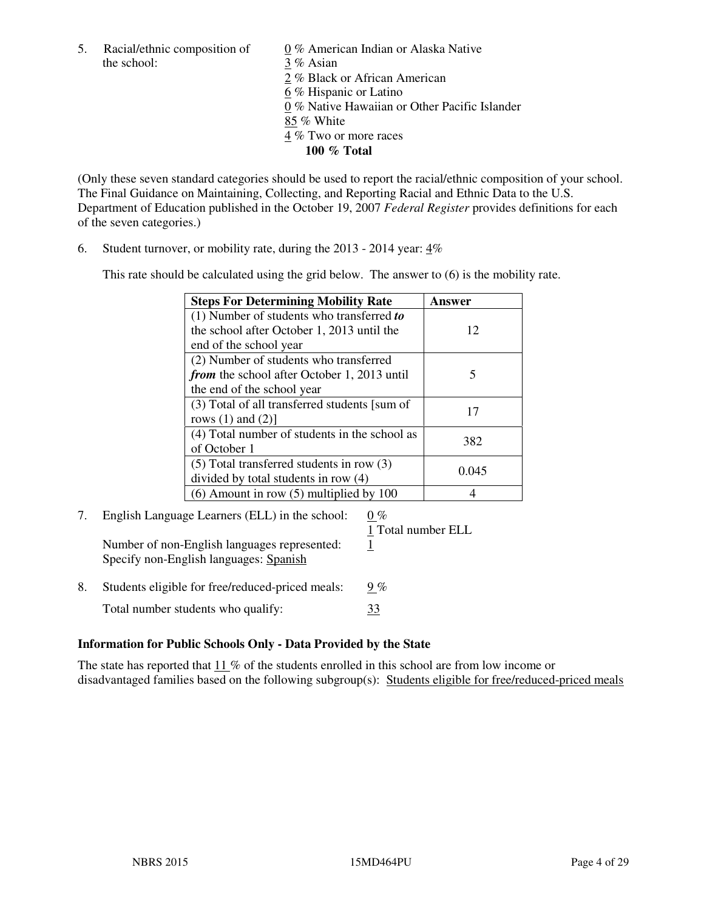5. Racial/ethnic composition of the school:

0 % American Indian or Alaska Native
3 % Asian
2 % Black or African American
6 % Hispanic or Latino
0 % Native Hawaiian or Other Pacific Islander
85 % White
4 % Two or more races
**100 % Total**

(Only these seven standard categories should be used to report the racial/ethnic composition of your school. The Final Guidance on Maintaining, Collecting, and Reporting Racial and Ethnic Data to the U.S. Department of Education published in the October 19, 2007 *Federal Register* provides definitions for each of the seven categories.)

6. Student turnover, or mobility rate, during the 2013 - 2014 year: 4%

This rate should be calculated using the grid below. The answer to (6) is the mobility rate.

| **Steps For Determining Mobility Rate** | **Answer** |
|---|---|
| (1) Number of students who transferred ***to*** the school after October 1, 2013 until the end of the school year | 12 |
| (2) Number of students who transferred ***from*** the school after October 1, 2013 until the end of the school year | 5 |
| (3) Total of all transferred students [sum of rows (1) and (2)] | 17 |
| (4) Total number of students in the school as of October 1 | 382 |
| (5) Total transferred students in row (3) divided by total students in row (4) | 0.045 |
| (6) Amount in row (5) multiplied by 100 | 4 |

7. English Language Learners (ELL) in the school: 0 %
1 Total number ELL

Number of non-English languages represented: 1
Specify non-English languages: Spanish

8. Students eligible for free/reduced-priced meals: 9 %

Total number students who qualify: 33

**Information for Public Schools Only - Data Provided by the State**

The state has reported that 11 % of the students enrolled in this school are from low income or disadvantaged families based on the following subgroup(s): Students eligible for free/reduced-priced meals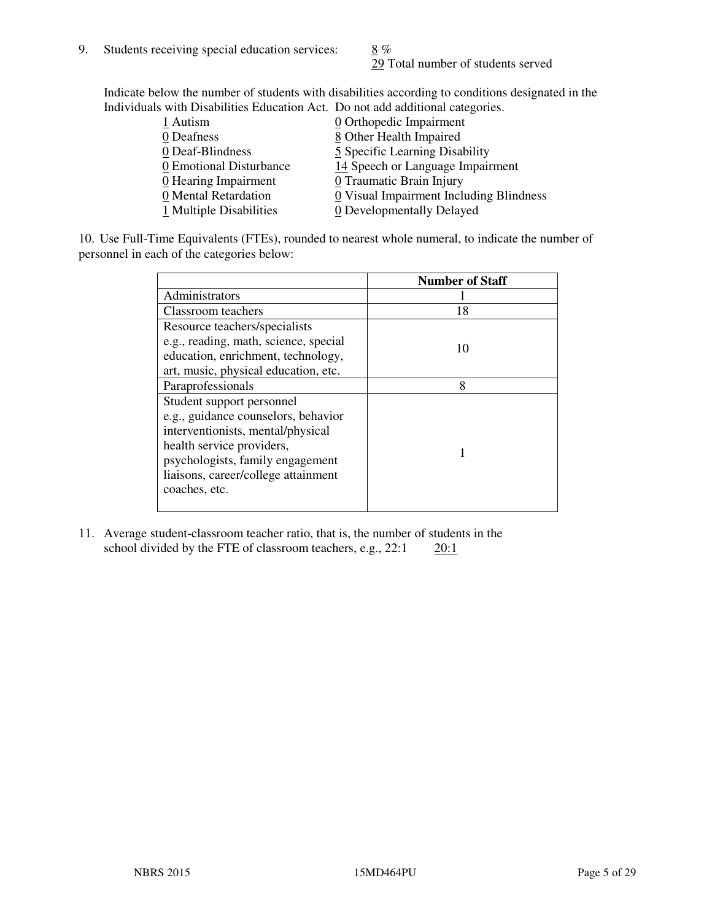9. Students receiving special education services: 8 %
   29 Total number of students served

   Indicate below the number of students with disabilities according to conditions designated in the Individuals with Disabilities Education Act. Do not add additional categories.

   1 Autism
   0 Deafness
   0 Deaf-Blindness
   0 Emotional Disturbance
   0 Hearing Impairment
   0 Mental Retardation
   1 Multiple Disabilities
   0 Orthopedic Impairment
   8 Other Health Impaired
   5 Specific Learning Disability
   14 Speech or Language Impairment
   0 Traumatic Brain Injury
   0 Visual Impairment Including Blindness
   0 Developmentally Delayed

10. Use Full-Time Equivalents (FTEs), rounded to nearest whole numeral, to indicate the number of personnel in each of the categories below:

| | Number of Staff |
|---|---|
| Administrators | 1 |
| Classroom teachers | 18 |
| Resource teachers/specialists e.g., reading, math, science, special education, enrichment, technology, art, music, physical education, etc. | 10 |
| Paraprofessionals | 8 |
| Student support personnel e.g., guidance counselors, behavior interventionists, mental/physical health service providers, psychologists, family engagement liaisons, career/college attainment coaches, etc. | 1 |

11. Average student-classroom teacher ratio, that is, the number of students in the school divided by the FTE of classroom teachers, e.g., 22:1 20:1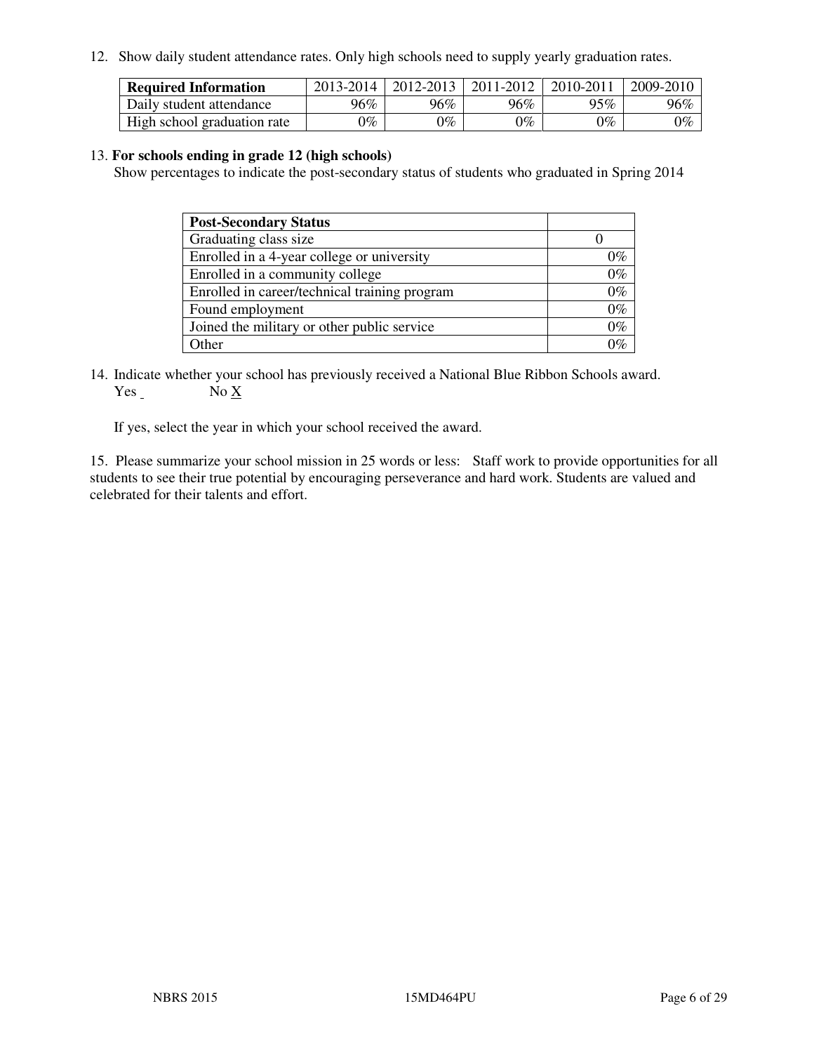12. Show daily student attendance rates. Only high schools need to supply yearly graduation rates.

| **Required Information** | 2013-2014 | 2012-2013 | 2011-2012 | 2010-2011 | 2009-2010 |
|---|---|---|---|---|---|
| Daily student attendance | 96% | 96% | 96% | 95% | 96% |
| High school graduation rate | 0% | 0% | 0% | 0% | 0% |

13. **For schools ending in grade 12 (high schools)**
Show percentages to indicate the post-secondary status of students who graduated in Spring 2014

| **Post-Secondary Status** | |
|---|---|
| Graduating class size | 0 |
| Enrolled in a 4-year college or university | 0% |
| Enrolled in a community college | 0% |
| Enrolled in career/technical training program | 0% |
| Found employment | 0% |
| Joined the military or other public service | 0% |
| Other | 0% |

14. Indicate whether your school has previously received a National Blue Ribbon Schools award.
Yes _ No X

If yes, select the year in which your school received the award.

15. Please summarize your school mission in 25 words or less: Staff work to provide opportunities for all students to see their true potential by encouraging perseverance and hard work. Students are valued and celebrated for their talents and effort.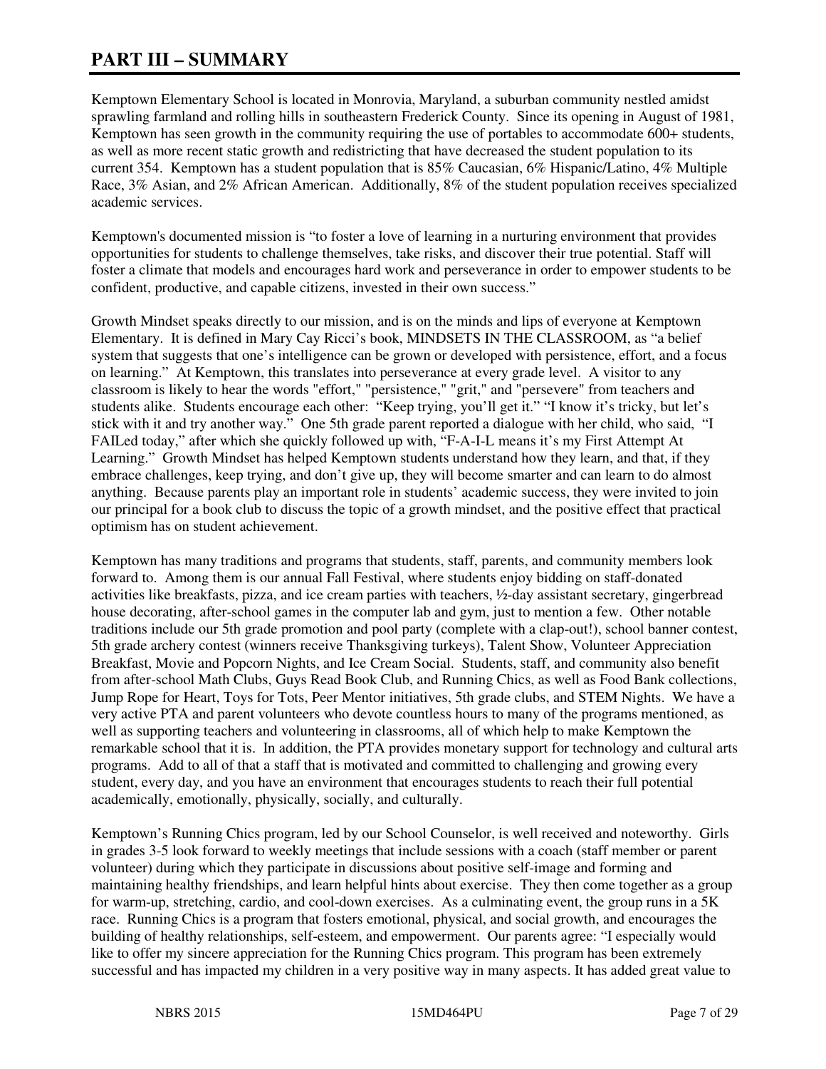# PART III – SUMMARY

Kemptown Elementary School is located in Monrovia, Maryland, a suburban community nestled amidst sprawling farmland and rolling hills in southeastern Frederick County. Since its opening in August of 1981, Kemptown has seen growth in the community requiring the use of portables to accommodate 600+ students, as well as more recent static growth and redistricting that have decreased the student population to its current 354. Kemptown has a student population that is 85% Caucasian, 6% Hispanic/Latino, 4% Multiple Race, 3% Asian, and 2% African American. Additionally, 8% of the student population receives specialized academic services.

Kemptown's documented mission is "to foster a love of learning in a nurturing environment that provides opportunities for students to challenge themselves, take risks, and discover their true potential. Staff will foster a climate that models and encourages hard work and perseverance in order to empower students to be confident, productive, and capable citizens, invested in their own success."

Growth Mindset speaks directly to our mission, and is on the minds and lips of everyone at Kemptown Elementary. It is defined in Mary Cay Ricci's book, MINDSETS IN THE CLASSROOM, as "a belief system that suggests that one's intelligence can be grown or developed with persistence, effort, and a focus on learning." At Kemptown, this translates into perseverance at every grade level. A visitor to any classroom is likely to hear the words "effort," "persistence," "grit," and "persevere" from teachers and students alike. Students encourage each other: "Keep trying, you'll get it." "I know it's tricky, but let's stick with it and try another way." One 5th grade parent reported a dialogue with her child, who said, "I FAILed today," after which she quickly followed up with, "F-A-I-L means it's my First Attempt At Learning." Growth Mindset has helped Kemptown students understand how they learn, and that, if they embrace challenges, keep trying, and don't give up, they will become smarter and can learn to do almost anything. Because parents play an important role in students' academic success, they were invited to join our principal for a book club to discuss the topic of a growth mindset, and the positive effect that practical optimism has on student achievement.

Kemptown has many traditions and programs that students, staff, parents, and community members look forward to. Among them is our annual Fall Festival, where students enjoy bidding on staff-donated activities like breakfasts, pizza, and ice cream parties with teachers, ½-day assistant secretary, gingerbread house decorating, after-school games in the computer lab and gym, just to mention a few. Other notable traditions include our 5th grade promotion and pool party (complete with a clap-out!), school banner contest, 5th grade archery contest (winners receive Thanksgiving turkeys), Talent Show, Volunteer Appreciation Breakfast, Movie and Popcorn Nights, and Ice Cream Social. Students, staff, and community also benefit from after-school Math Clubs, Guys Read Book Club, and Running Chics, as well as Food Bank collections, Jump Rope for Heart, Toys for Tots, Peer Mentor initiatives, 5th grade clubs, and STEM Nights. We have a very active PTA and parent volunteers who devote countless hours to many of the programs mentioned, as well as supporting teachers and volunteering in classrooms, all of which help to make Kemptown the remarkable school that it is. In addition, the PTA provides monetary support for technology and cultural arts programs. Add to all of that a staff that is motivated and committed to challenging and growing every student, every day, and you have an environment that encourages students to reach their full potential academically, emotionally, physically, socially, and culturally.

Kemptown's Running Chics program, led by our School Counselor, is well received and noteworthy. Girls in grades 3-5 look forward to weekly meetings that include sessions with a coach (staff member or parent volunteer) during which they participate in discussions about positive self-image and forming and maintaining healthy friendships, and learn helpful hints about exercise. They then come together as a group for warm-up, stretching, cardio, and cool-down exercises. As a culminating event, the group runs in a 5K race. Running Chics is a program that fosters emotional, physical, and social growth, and encourages the building of healthy relationships, self-esteem, and empowerment. Our parents agree: "I especially would like to offer my sincere appreciation for the Running Chics program. This program has been extremely successful and has impacted my children in a very positive way in many aspects. It has added great value to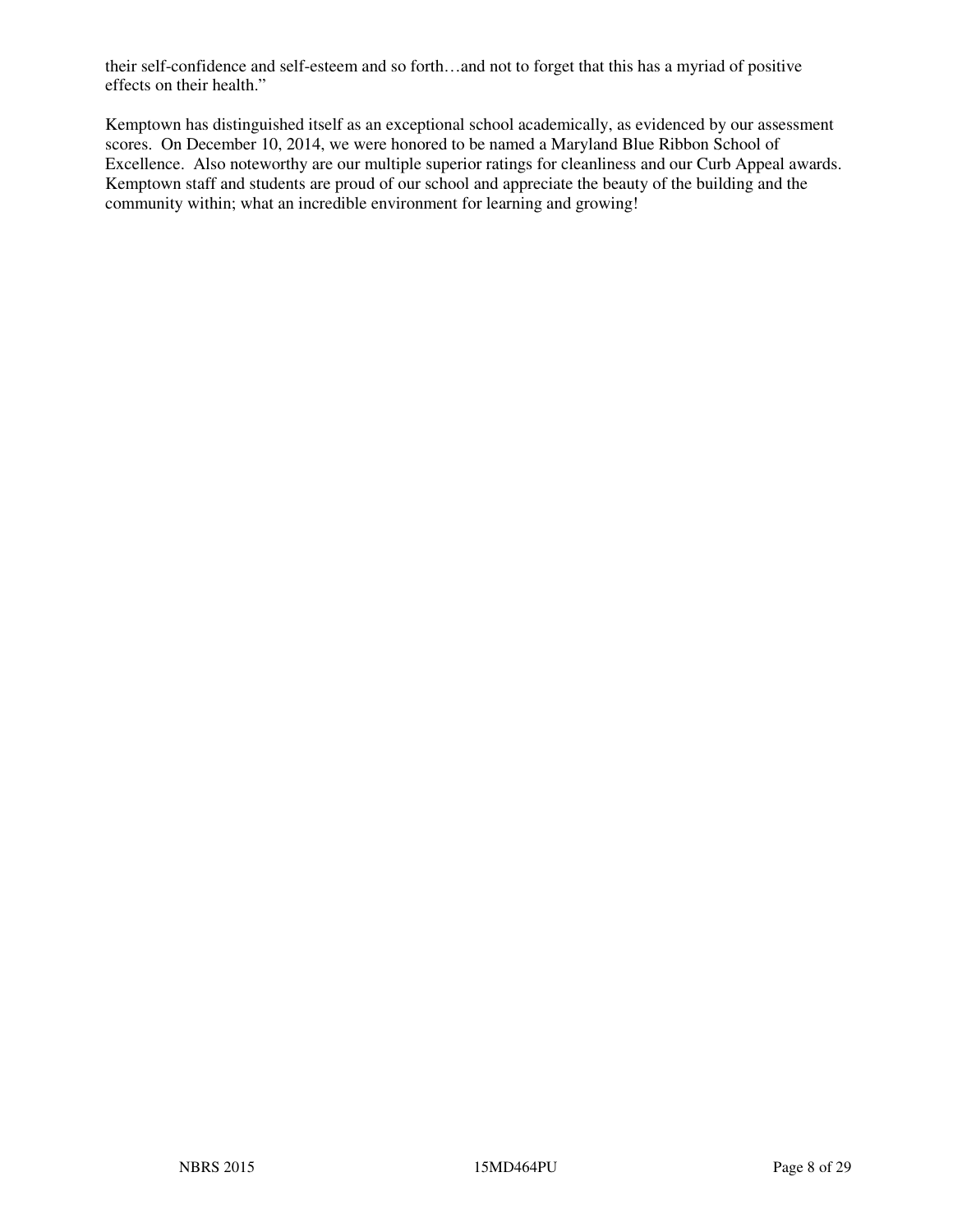their self-confidence and self-esteem and so forth…and not to forget that this has a myriad of positive effects on their health."

Kemptown has distinguished itself as an exceptional school academically, as evidenced by our assessment scores. On December 10, 2014, we were honored to be named a Maryland Blue Ribbon School of Excellence. Also noteworthy are our multiple superior ratings for cleanliness and our Curb Appeal awards. Kemptown staff and students are proud of our school and appreciate the beauty of the building and the community within; what an incredible environment for learning and growing!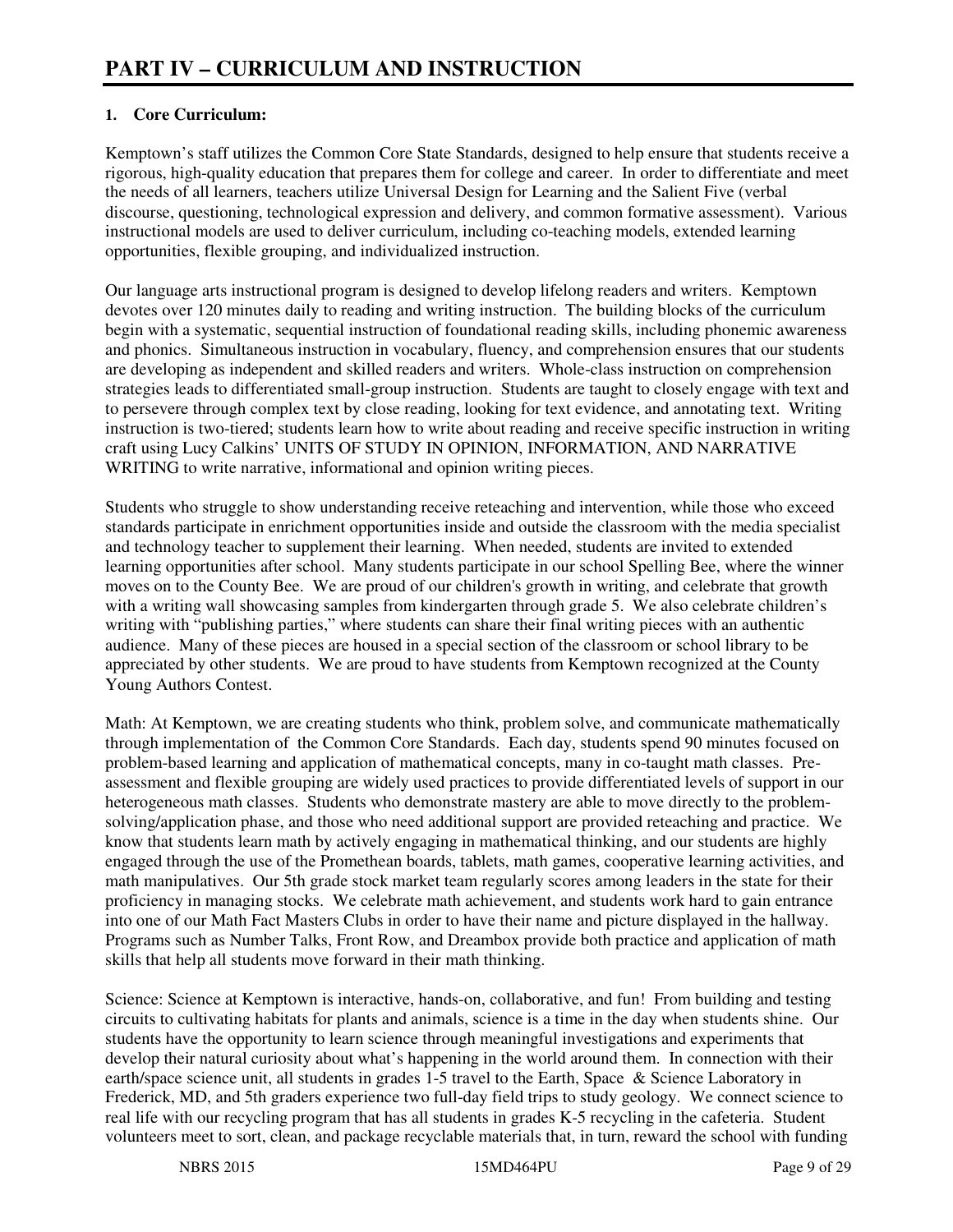# PART IV – CURRICULUM AND INSTRUCTION

**1. Core Curriculum:**

Kemptown's staff utilizes the Common Core State Standards, designed to help ensure that students receive a rigorous, high-quality education that prepares them for college and career. In order to differentiate and meet the needs of all learners, teachers utilize Universal Design for Learning and the Salient Five (verbal discourse, questioning, technological expression and delivery, and common formative assessment). Various instructional models are used to deliver curriculum, including co-teaching models, extended learning opportunities, flexible grouping, and individualized instruction.

Our language arts instructional program is designed to develop lifelong readers and writers. Kemptown devotes over 120 minutes daily to reading and writing instruction. The building blocks of the curriculum begin with a systematic, sequential instruction of foundational reading skills, including phonemic awareness and phonics. Simultaneous instruction in vocabulary, fluency, and comprehension ensures that our students are developing as independent and skilled readers and writers. Whole-class instruction on comprehension strategies leads to differentiated small-group instruction. Students are taught to closely engage with text and to persevere through complex text by close reading, looking for text evidence, and annotating text. Writing instruction is two-tiered; students learn how to write about reading and receive specific instruction in writing craft using Lucy Calkins' UNITS OF STUDY IN OPINION, INFORMATION, AND NARRATIVE WRITING to write narrative, informational and opinion writing pieces.

Students who struggle to show understanding receive reteaching and intervention, while those who exceed standards participate in enrichment opportunities inside and outside the classroom with the media specialist and technology teacher to supplement their learning. When needed, students are invited to extended learning opportunities after school. Many students participate in our school Spelling Bee, where the winner moves on to the County Bee. We are proud of our children's growth in writing, and celebrate that growth with a writing wall showcasing samples from kindergarten through grade 5. We also celebrate children's writing with "publishing parties," where students can share their final writing pieces with an authentic audience. Many of these pieces are housed in a special section of the classroom or school library to be appreciated by other students. We are proud to have students from Kemptown recognized at the County Young Authors Contest.

Math: At Kemptown, we are creating students who think, problem solve, and communicate mathematically through implementation of the Common Core Standards. Each day, students spend 90 minutes focused on problem-based learning and application of mathematical concepts, many in co-taught math classes. Pre-assessment and flexible grouping are widely used practices to provide differentiated levels of support in our heterogeneous math classes. Students who demonstrate mastery are able to move directly to the problem-solving/application phase, and those who need additional support are provided reteaching and practice. We know that students learn math by actively engaging in mathematical thinking, and our students are highly engaged through the use of the Promethean boards, tablets, math games, cooperative learning activities, and math manipulatives. Our 5th grade stock market team regularly scores among leaders in the state for their proficiency in managing stocks. We celebrate math achievement, and students work hard to gain entrance into one of our Math Fact Masters Clubs in order to have their name and picture displayed in the hallway. Programs such as Number Talks, Front Row, and Dreambox provide both practice and application of math skills that help all students move forward in their math thinking.

Science: Science at Kemptown is interactive, hands-on, collaborative, and fun! From building and testing circuits to cultivating habitats for plants and animals, science is a time in the day when students shine. Our students have the opportunity to learn science through meaningful investigations and experiments that develop their natural curiosity about what's happening in the world around them. In connection with their earth/space science unit, all students in grades 1-5 travel to the Earth, Space & Science Laboratory in Frederick, MD, and 5th graders experience two full-day field trips to study geology. We connect science to real life with our recycling program that has all students in grades K-5 recycling in the cafeteria. Student volunteers meet to sort, clean, and package recyclable materials that, in turn, reward the school with funding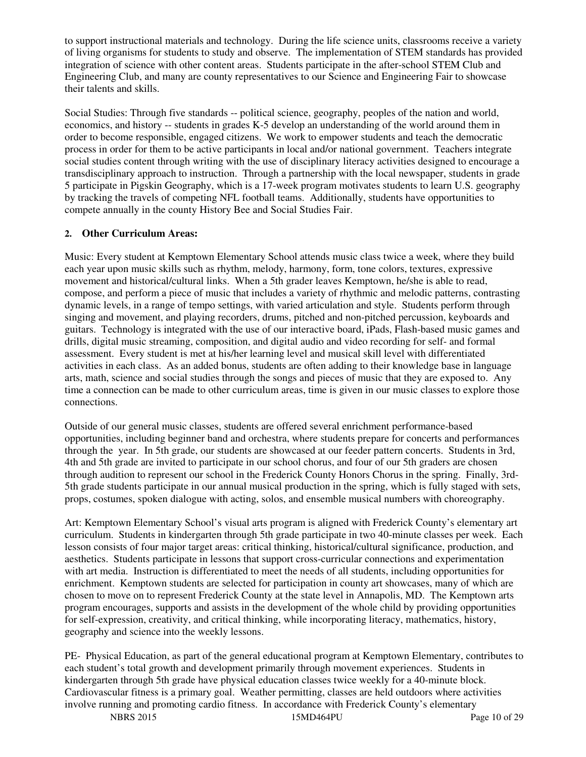to support instructional materials and technology. During the life science units, classrooms receive a variety of living organisms for students to study and observe. The implementation of STEM standards has provided integration of science with other content areas. Students participate in the after-school STEM Club and Engineering Club, and many are county representatives to our Science and Engineering Fair to showcase their talents and skills.

Social Studies: Through five standards -- political science, geography, peoples of the nation and world, economics, and history -- students in grades K-5 develop an understanding of the world around them in order to become responsible, engaged citizens. We work to empower students and teach the democratic process in order for them to be active participants in local and/or national government. Teachers integrate social studies content through writing with the use of disciplinary literacy activities designed to encourage a transdisciplinary approach to instruction. Through a partnership with the local newspaper, students in grade 5 participate in Pigskin Geography, which is a 17-week program motivates students to learn U.S. geography by tracking the travels of competing NFL football teams. Additionally, students have opportunities to compete annually in the county History Bee and Social Studies Fair.

**2. Other Curriculum Areas:**

Music: Every student at Kemptown Elementary School attends music class twice a week, where they build each year upon music skills such as rhythm, melody, harmony, form, tone colors, textures, expressive movement and historical/cultural links. When a 5th grader leaves Kemptown, he/she is able to read, compose, and perform a piece of music that includes a variety of rhythmic and melodic patterns, contrasting dynamic levels, in a range of tempo settings, with varied articulation and style. Students perform through singing and movement, and playing recorders, drums, pitched and non-pitched percussion, keyboards and guitars. Technology is integrated with the use of our interactive board, iPads, Flash-based music games and drills, digital music streaming, composition, and digital audio and video recording for self- and formal assessment. Every student is met at his/her learning level and musical skill level with differentiated activities in each class. As an added bonus, students are often adding to their knowledge base in language arts, math, science and social studies through the songs and pieces of music that they are exposed to. Any time a connection can be made to other curriculum areas, time is given in our music classes to explore those connections.

Outside of our general music classes, students are offered several enrichment performance-based opportunities, including beginner band and orchestra, where students prepare for concerts and performances through the year. In 5th grade, our students are showcased at our feeder pattern concerts. Students in 3rd, 4th and 5th grade are invited to participate in our school chorus, and four of our 5th graders are chosen through audition to represent our school in the Frederick County Honors Chorus in the spring. Finally, 3rd-5th grade students participate in our annual musical production in the spring, which is fully staged with sets, props, costumes, spoken dialogue with acting, solos, and ensemble musical numbers with choreography.

Art: Kemptown Elementary School's visual arts program is aligned with Frederick County's elementary art curriculum. Students in kindergarten through 5th grade participate in two 40-minute classes per week. Each lesson consists of four major target areas: critical thinking, historical/cultural significance, production, and aesthetics. Students participate in lessons that support cross-curricular connections and experimentation with art media. Instruction is differentiated to meet the needs of all students, including opportunities for enrichment. Kemptown students are selected for participation in county art showcases, many of which are chosen to move on to represent Frederick County at the state level in Annapolis, MD. The Kemptown arts program encourages, supports and assists in the development of the whole child by providing opportunities for self-expression, creativity, and critical thinking, while incorporating literacy, mathematics, history, geography and science into the weekly lessons.

PE- Physical Education, as part of the general educational program at Kemptown Elementary, contributes to each student's total growth and development primarily through movement experiences. Students in kindergarten through 5th grade have physical education classes twice weekly for a 40-minute block. Cardiovascular fitness is a primary goal. Weather permitting, classes are held outdoors where activities involve running and promoting cardio fitness. In accordance with Frederick County's elementary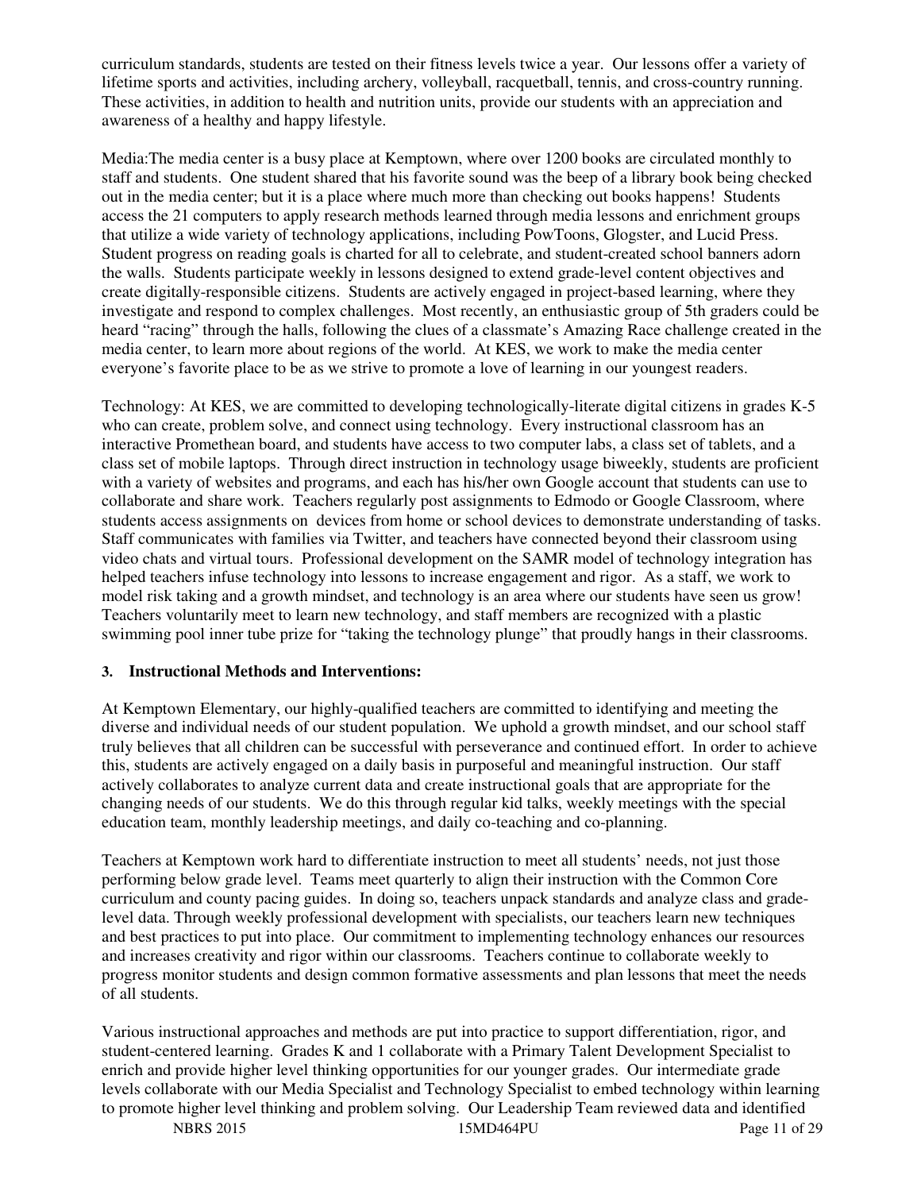curriculum standards, students are tested on their fitness levels twice a year. Our lessons offer a variety of lifetime sports and activities, including archery, volleyball, racquetball, tennis, and cross-country running. These activities, in addition to health and nutrition units, provide our students with an appreciation and awareness of a healthy and happy lifestyle.

Media:The media center is a busy place at Kemptown, where over 1200 books are circulated monthly to staff and students. One student shared that his favorite sound was the beep of a library book being checked out in the media center; but it is a place where much more than checking out books happens! Students access the 21 computers to apply research methods learned through media lessons and enrichment groups that utilize a wide variety of technology applications, including PowToons, Glogster, and Lucid Press. Student progress on reading goals is charted for all to celebrate, and student-created school banners adorn the walls. Students participate weekly in lessons designed to extend grade-level content objectives and create digitally-responsible citizens. Students are actively engaged in project-based learning, where they investigate and respond to complex challenges. Most recently, an enthusiastic group of 5th graders could be heard "racing" through the halls, following the clues of a classmate's Amazing Race challenge created in the media center, to learn more about regions of the world. At KES, we work to make the media center everyone's favorite place to be as we strive to promote a love of learning in our youngest readers.

Technology: At KES, we are committed to developing technologically-literate digital citizens in grades K-5 who can create, problem solve, and connect using technology. Every instructional classroom has an interactive Promethean board, and students have access to two computer labs, a class set of tablets, and a class set of mobile laptops. Through direct instruction in technology usage biweekly, students are proficient with a variety of websites and programs, and each has his/her own Google account that students can use to collaborate and share work. Teachers regularly post assignments to Edmodo or Google Classroom, where students access assignments on devices from home or school devices to demonstrate understanding of tasks. Staff communicates with families via Twitter, and teachers have connected beyond their classroom using video chats and virtual tours. Professional development on the SAMR model of technology integration has helped teachers infuse technology into lessons to increase engagement and rigor. As a staff, we work to model risk taking and a growth mindset, and technology is an area where our students have seen us grow! Teachers voluntarily meet to learn new technology, and staff members are recognized with a plastic swimming pool inner tube prize for "taking the technology plunge" that proudly hangs in their classrooms.

### 3. Instructional Methods and Interventions:

At Kemptown Elementary, our highly-qualified teachers are committed to identifying and meeting the diverse and individual needs of our student population. We uphold a growth mindset, and our school staff truly believes that all children can be successful with perseverance and continued effort. In order to achieve this, students are actively engaged on a daily basis in purposeful and meaningful instruction. Our staff actively collaborates to analyze current data and create instructional goals that are appropriate for the changing needs of our students. We do this through regular kid talks, weekly meetings with the special education team, monthly leadership meetings, and daily co-teaching and co-planning.

Teachers at Kemptown work hard to differentiate instruction to meet all students' needs, not just those performing below grade level. Teams meet quarterly to align their instruction with the Common Core curriculum and county pacing guides. In doing so, teachers unpack standards and analyze class and grade-level data. Through weekly professional development with specialists, our teachers learn new techniques and best practices to put into place. Our commitment to implementing technology enhances our resources and increases creativity and rigor within our classrooms. Teachers continue to collaborate weekly to progress monitor students and design common formative assessments and plan lessons that meet the needs of all students.

Various instructional approaches and methods are put into practice to support differentiation, rigor, and student-centered learning. Grades K and 1 collaborate with a Primary Talent Development Specialist to enrich and provide higher level thinking opportunities for our younger grades. Our intermediate grade levels collaborate with our Media Specialist and Technology Specialist to embed technology within learning to promote higher level thinking and problem solving. Our Leadership Team reviewed data and identified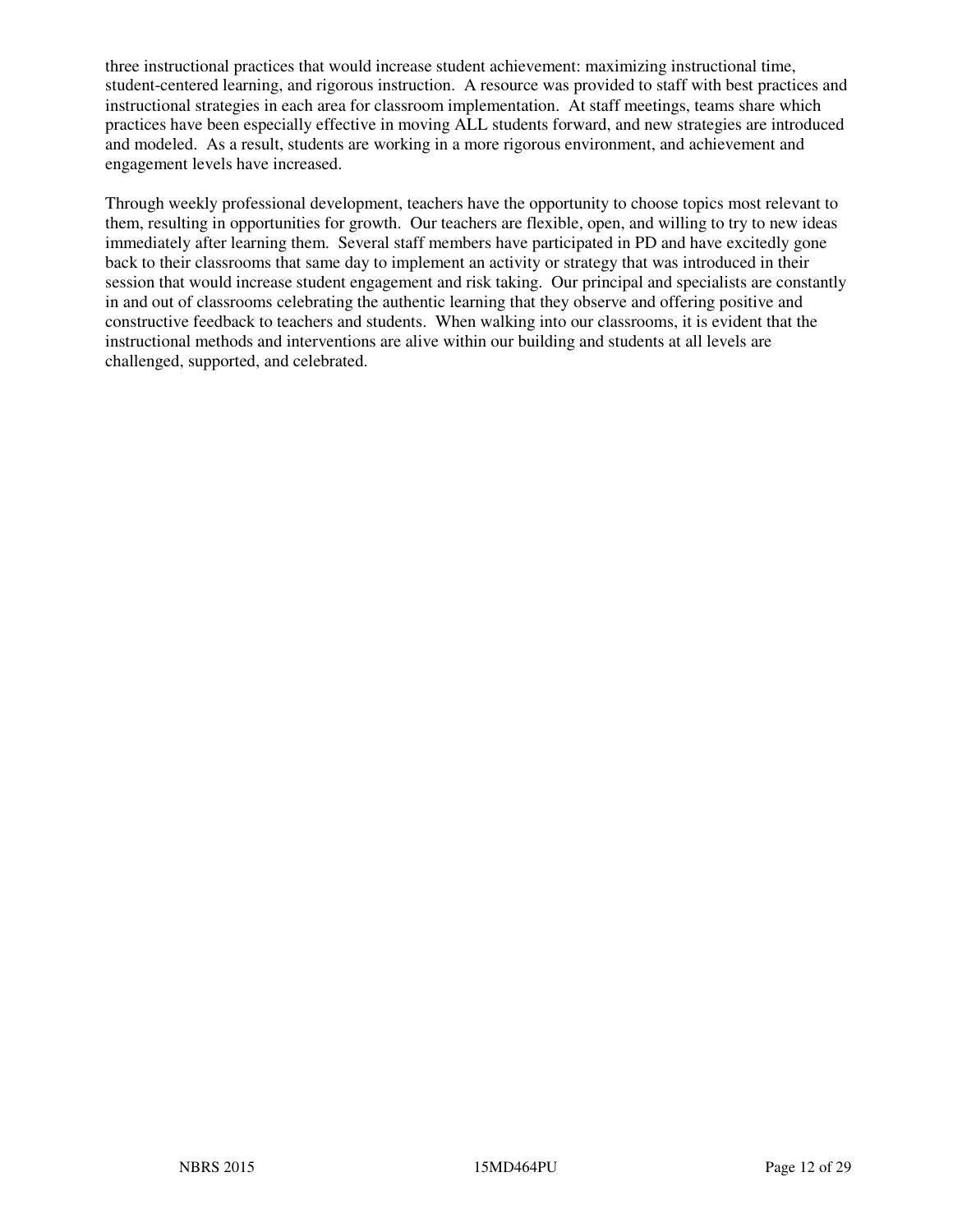three instructional practices that would increase student achievement: maximizing instructional time, student-centered learning, and rigorous instruction. A resource was provided to staff with best practices and instructional strategies in each area for classroom implementation. At staff meetings, teams share which practices have been especially effective in moving ALL students forward, and new strategies are introduced and modeled. As a result, students are working in a more rigorous environment, and achievement and engagement levels have increased.

Through weekly professional development, teachers have the opportunity to choose topics most relevant to them, resulting in opportunities for growth. Our teachers are flexible, open, and willing to try to new ideas immediately after learning them. Several staff members have participated in PD and have excitedly gone back to their classrooms that same day to implement an activity or strategy that was introduced in their session that would increase student engagement and risk taking. Our principal and specialists are constantly in and out of classrooms celebrating the authentic learning that they observe and offering positive and constructive feedback to teachers and students. When walking into our classrooms, it is evident that the instructional methods and interventions are alive within our building and students at all levels are challenged, supported, and celebrated.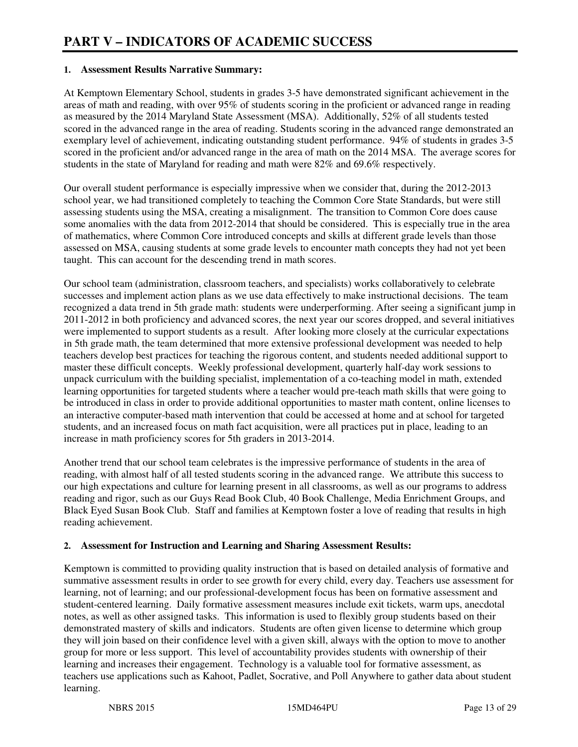# PART V – INDICATORS OF ACADEMIC SUCCESS

### 1. Assessment Results Narrative Summary:

At Kemptown Elementary School, students in grades 3-5 have demonstrated significant achievement in the areas of math and reading, with over 95% of students scoring in the proficient or advanced range in reading as measured by the 2014 Maryland State Assessment (MSA). Additionally, 52% of all students tested scored in the advanced range in the area of reading. Students scoring in the advanced range demonstrated an exemplary level of achievement, indicating outstanding student performance. 94% of students in grades 3-5 scored in the proficient and/or advanced range in the area of math on the 2014 MSA. The average scores for students in the state of Maryland for reading and math were 82% and 69.6% respectively.

Our overall student performance is especially impressive when we consider that, during the 2012-2013 school year, we had transitioned completely to teaching the Common Core State Standards, but were still assessing students using the MSA, creating a misalignment. The transition to Common Core does cause some anomalies with the data from 2012-2014 that should be considered. This is especially true in the area of mathematics, where Common Core introduced concepts and skills at different grade levels than those assessed on MSA, causing students at some grade levels to encounter math concepts they had not yet been taught. This can account for the descending trend in math scores.

Our school team (administration, classroom teachers, and specialists) works collaboratively to celebrate successes and implement action plans as we use data effectively to make instructional decisions. The team recognized a data trend in 5th grade math: students were underperforming. After seeing a significant jump in 2011-2012 in both proficiency and advanced scores, the next year our scores dropped, and several initiatives were implemented to support students as a result. After looking more closely at the curricular expectations in 5th grade math, the team determined that more extensive professional development was needed to help teachers develop best practices for teaching the rigorous content, and students needed additional support to master these difficult concepts. Weekly professional development, quarterly half-day work sessions to unpack curriculum with the building specialist, implementation of a co-teaching model in math, extended learning opportunities for targeted students where a teacher would pre-teach math skills that were going to be introduced in class in order to provide additional opportunities to master math content, online licenses to an interactive computer-based math intervention that could be accessed at home and at school for targeted students, and an increased focus on math fact acquisition, were all practices put in place, leading to an increase in math proficiency scores for 5th graders in 2013-2014.

Another trend that our school team celebrates is the impressive performance of students in the area of reading, with almost half of all tested students scoring in the advanced range. We attribute this success to our high expectations and culture for learning present in all classrooms, as well as our programs to address reading and rigor, such as our Guys Read Book Club, 40 Book Challenge, Media Enrichment Groups, and Black Eyed Susan Book Club. Staff and families at Kemptown foster a love of reading that results in high reading achievement.

### 2. Assessment for Instruction and Learning and Sharing Assessment Results:

Kemptown is committed to providing quality instruction that is based on detailed analysis of formative and summative assessment results in order to see growth for every child, every day. Teachers use assessment for learning, not of learning; and our professional-development focus has been on formative assessment and student-centered learning. Daily formative assessment measures include exit tickets, warm ups, anecdotal notes, as well as other assigned tasks. This information is used to flexibly group students based on their demonstrated mastery of skills and indicators. Students are often given license to determine which group they will join based on their confidence level with a given skill, always with the option to move to another group for more or less support. This level of accountability provides students with ownership of their learning and increases their engagement. Technology is a valuable tool for formative assessment, as teachers use applications such as Kahoot, Padlet, Socrative, and Poll Anywhere to gather data about student learning.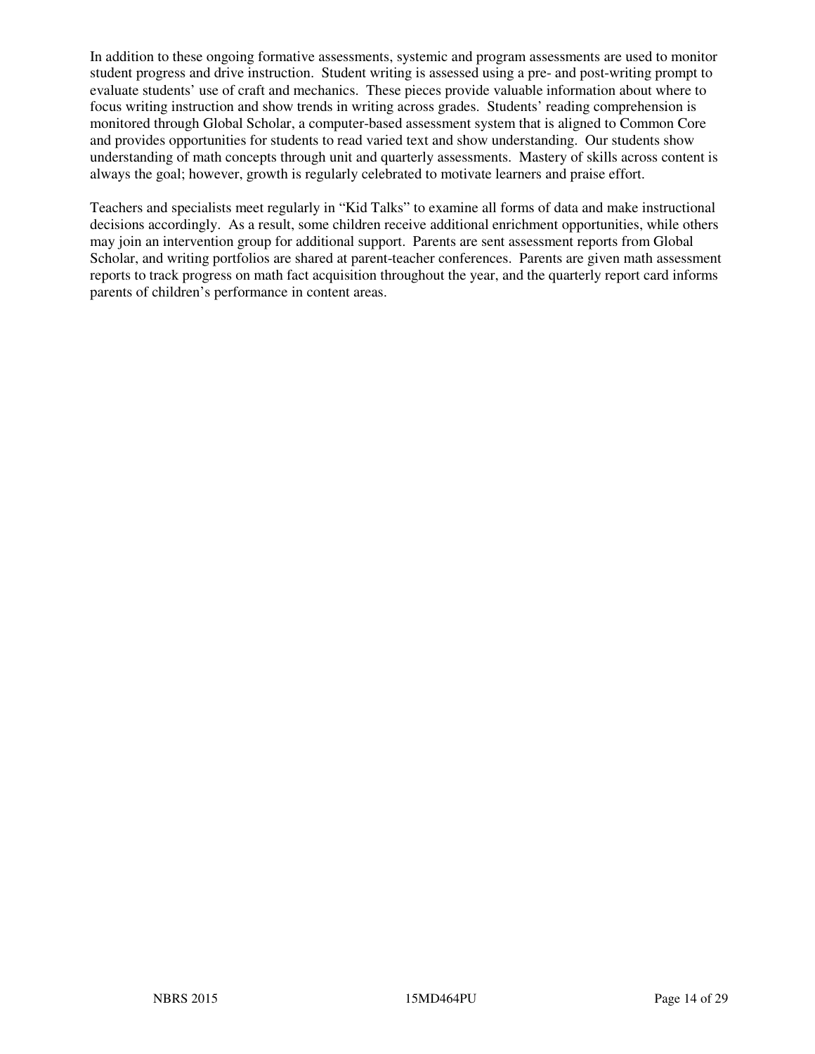In addition to these ongoing formative assessments, systemic and program assessments are used to monitor student progress and drive instruction. Student writing is assessed using a pre- and post-writing prompt to evaluate students' use of craft and mechanics. These pieces provide valuable information about where to focus writing instruction and show trends in writing across grades. Students' reading comprehension is monitored through Global Scholar, a computer-based assessment system that is aligned to Common Core and provides opportunities for students to read varied text and show understanding. Our students show understanding of math concepts through unit and quarterly assessments. Mastery of skills across content is always the goal; however, growth is regularly celebrated to motivate learners and praise effort.

Teachers and specialists meet regularly in "Kid Talks" to examine all forms of data and make instructional decisions accordingly. As a result, some children receive additional enrichment opportunities, while others may join an intervention group for additional support. Parents are sent assessment reports from Global Scholar, and writing portfolios are shared at parent-teacher conferences. Parents are given math assessment reports to track progress on math fact acquisition throughout the year, and the quarterly report card informs parents of children's performance in content areas.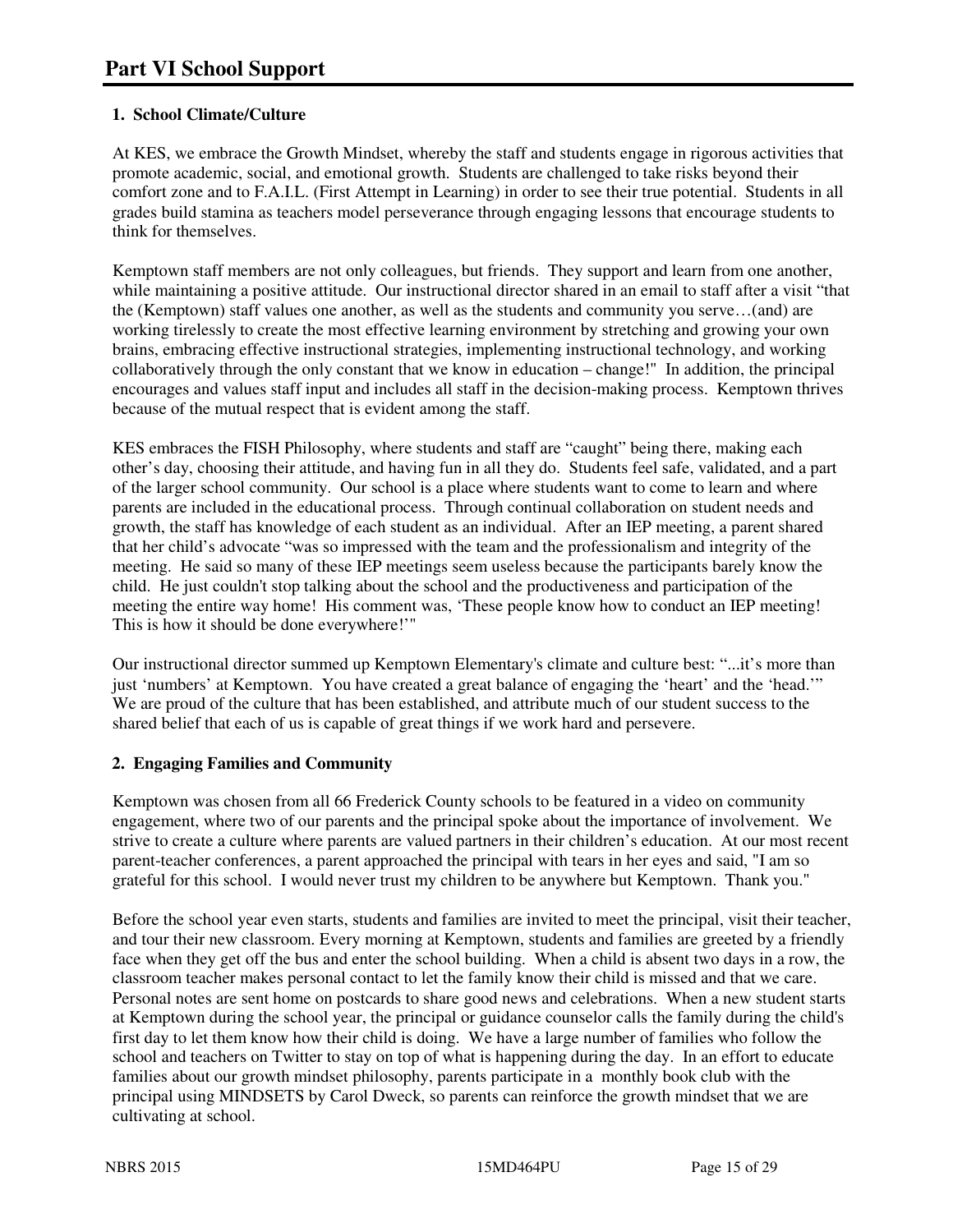# Part VI School Support

### 1. School Climate/Culture

At KES, we embrace the Growth Mindset, whereby the staff and students engage in rigorous activities that promote academic, social, and emotional growth. Students are challenged to take risks beyond their comfort zone and to F.A.I.L. (First Attempt in Learning) in order to see their true potential. Students in all grades build stamina as teachers model perseverance through engaging lessons that encourage students to think for themselves.

Kemptown staff members are not only colleagues, but friends. They support and learn from one another, while maintaining a positive attitude. Our instructional director shared in an email to staff after a visit "that the (Kemptown) staff values one another, as well as the students and community you serve…(and) are working tirelessly to create the most effective learning environment by stretching and growing your own brains, embracing effective instructional strategies, implementing instructional technology, and working collaboratively through the only constant that we know in education – change!" In addition, the principal encourages and values staff input and includes all staff in the decision-making process. Kemptown thrives because of the mutual respect that is evident among the staff.

KES embraces the FISH Philosophy, where students and staff are "caught" being there, making each other's day, choosing their attitude, and having fun in all they do. Students feel safe, validated, and a part of the larger school community. Our school is a place where students want to come to learn and where parents are included in the educational process. Through continual collaboration on student needs and growth, the staff has knowledge of each student as an individual. After an IEP meeting, a parent shared that her child's advocate "was so impressed with the team and the professionalism and integrity of the meeting. He said so many of these IEP meetings seem useless because the participants barely know the child. He just couldn't stop talking about the school and the productiveness and participation of the meeting the entire way home! His comment was, 'These people know how to conduct an IEP meeting! This is how it should be done everywhere!'"

Our instructional director summed up Kemptown Elementary's climate and culture best: "...it's more than just 'numbers' at Kemptown. You have created a great balance of engaging the 'heart' and the 'head.'" We are proud of the culture that has been established, and attribute much of our student success to the shared belief that each of us is capable of great things if we work hard and persevere.

### 2. Engaging Families and Community

Kemptown was chosen from all 66 Frederick County schools to be featured in a video on community engagement, where two of our parents and the principal spoke about the importance of involvement. We strive to create a culture where parents are valued partners in their children's education. At our most recent parent-teacher conferences, a parent approached the principal with tears in her eyes and said, "I am so grateful for this school. I would never trust my children to be anywhere but Kemptown. Thank you."

Before the school year even starts, students and families are invited to meet the principal, visit their teacher, and tour their new classroom. Every morning at Kemptown, students and families are greeted by a friendly face when they get off the bus and enter the school building. When a child is absent two days in a row, the classroom teacher makes personal contact to let the family know their child is missed and that we care. Personal notes are sent home on postcards to share good news and celebrations. When a new student starts at Kemptown during the school year, the principal or guidance counselor calls the family during the child's first day to let them know how their child is doing. We have a large number of families who follow the school and teachers on Twitter to stay on top of what is happening during the day. In an effort to educate families about our growth mindset philosophy, parents participate in a monthly book club with the principal using MINDSETS by Carol Dweck, so parents can reinforce the growth mindset that we are cultivating at school.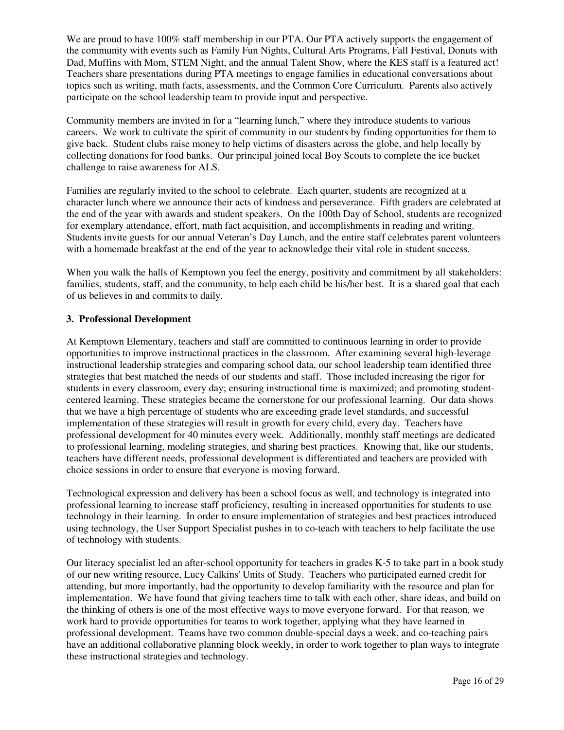We are proud to have 100% staff membership in our PTA. Our PTA actively supports the engagement of the community with events such as Family Fun Nights, Cultural Arts Programs, Fall Festival, Donuts with Dad, Muffins with Mom, STEM Night, and the annual Talent Show, where the KES staff is a featured act! Teachers share presentations during PTA meetings to engage families in educational conversations about topics such as writing, math facts, assessments, and the Common Core Curriculum. Parents also actively participate on the school leadership team to provide input and perspective.

Community members are invited in for a "learning lunch," where they introduce students to various careers. We work to cultivate the spirit of community in our students by finding opportunities for them to give back. Student clubs raise money to help victims of disasters across the globe, and help locally by collecting donations for food banks. Our principal joined local Boy Scouts to complete the ice bucket challenge to raise awareness for ALS.

Families are regularly invited to the school to celebrate. Each quarter, students are recognized at a character lunch where we announce their acts of kindness and perseverance. Fifth graders are celebrated at the end of the year with awards and student speakers. On the 100th Day of School, students are recognized for exemplary attendance, effort, math fact acquisition, and accomplishments in reading and writing. Students invite guests for our annual Veteran's Day Lunch, and the entire staff celebrates parent volunteers with a homemade breakfast at the end of the year to acknowledge their vital role in student success.

When you walk the halls of Kemptown you feel the energy, positivity and commitment by all stakeholders: families, students, staff, and the community, to help each child be his/her best. It is a shared goal that each of us believes in and commits to daily.

### 3. Professional Development

At Kemptown Elementary, teachers and staff are committed to continuous learning in order to provide opportunities to improve instructional practices in the classroom. After examining several high-leverage instructional leadership strategies and comparing school data, our school leadership team identified three strategies that best matched the needs of our students and staff. Those included increasing the rigor for students in every classroom, every day; ensuring instructional time is maximized; and promoting student-centered learning. These strategies became the cornerstone for our professional learning. Our data shows that we have a high percentage of students who are exceeding grade level standards, and successful implementation of these strategies will result in growth for every child, every day. Teachers have professional development for 40 minutes every week. Additionally, monthly staff meetings are dedicated to professional learning, modeling strategies, and sharing best practices. Knowing that, like our students, teachers have different needs, professional development is differentiated and teachers are provided with choice sessions in order to ensure that everyone is moving forward.

Technological expression and delivery has been a school focus as well, and technology is integrated into professional learning to increase staff proficiency, resulting in increased opportunities for students to use technology in their learning. In order to ensure implementation of strategies and best practices introduced using technology, the User Support Specialist pushes in to co-teach with teachers to help facilitate the use of technology with students.

Our literacy specialist led an after-school opportunity for teachers in grades K-5 to take part in a book study of our new writing resource, Lucy Calkins' Units of Study. Teachers who participated earned credit for attending, but more importantly, had the opportunity to develop familiarity with the resource and plan for implementation. We have found that giving teachers time to talk with each other, share ideas, and build on the thinking of others is one of the most effective ways to move everyone forward. For that reason, we work hard to provide opportunities for teams to work together, applying what they have learned in professional development. Teams have two common double-special days a week, and co-teaching pairs have an additional collaborative planning block weekly, in order to work together to plan ways to integrate these instructional strategies and technology.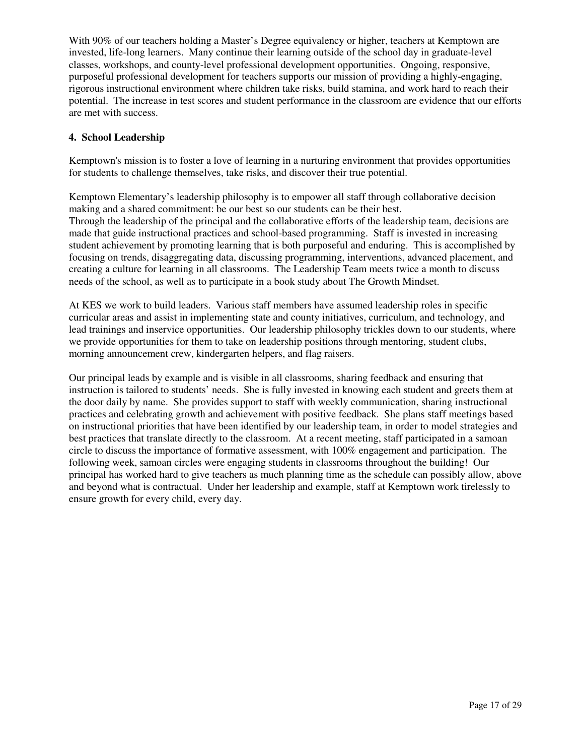With 90% of our teachers holding a Master's Degree equivalency or higher, teachers at Kemptown are invested, life-long learners. Many continue their learning outside of the school day in graduate-level classes, workshops, and county-level professional development opportunities. Ongoing, responsive, purposeful professional development for teachers supports our mission of providing a highly-engaging, rigorous instructional environment where children take risks, build stamina, and work hard to reach their potential. The increase in test scores and student performance in the classroom are evidence that our efforts are met with success.

**4. School Leadership**

Kemptown's mission is to foster a love of learning in a nurturing environment that provides opportunities for students to challenge themselves, take risks, and discover their true potential.

Kemptown Elementary's leadership philosophy is to empower all staff through collaborative decision making and a shared commitment: be our best so our students can be their best.
Through the leadership of the principal and the collaborative efforts of the leadership team, decisions are made that guide instructional practices and school-based programming. Staff is invested in increasing student achievement by promoting learning that is both purposeful and enduring. This is accomplished by focusing on trends, disaggregating data, discussing programming, interventions, advanced placement, and creating a culture for learning in all classrooms. The Leadership Team meets twice a month to discuss needs of the school, as well as to participate in a book study about The Growth Mindset.

At KES we work to build leaders. Various staff members have assumed leadership roles in specific curricular areas and assist in implementing state and county initiatives, curriculum, and technology, and lead trainings and inservice opportunities. Our leadership philosophy trickles down to our students, where we provide opportunities for them to take on leadership positions through mentoring, student clubs, morning announcement crew, kindergarten helpers, and flag raisers.

Our principal leads by example and is visible in all classrooms, sharing feedback and ensuring that instruction is tailored to students' needs. She is fully invested in knowing each student and greets them at the door daily by name. She provides support to staff with weekly communication, sharing instructional practices and celebrating growth and achievement with positive feedback. She plans staff meetings based on instructional priorities that have been identified by our leadership team, in order to model strategies and best practices that translate directly to the classroom. At a recent meeting, staff participated in a samoan circle to discuss the importance of formative assessment, with 100% engagement and participation. The following week, samoan circles were engaging students in classrooms throughout the building! Our principal has worked hard to give teachers as much planning time as the schedule can possibly allow, above and beyond what is contractual. Under her leadership and example, staff at Kemptown work tirelessly to ensure growth for every child, every day.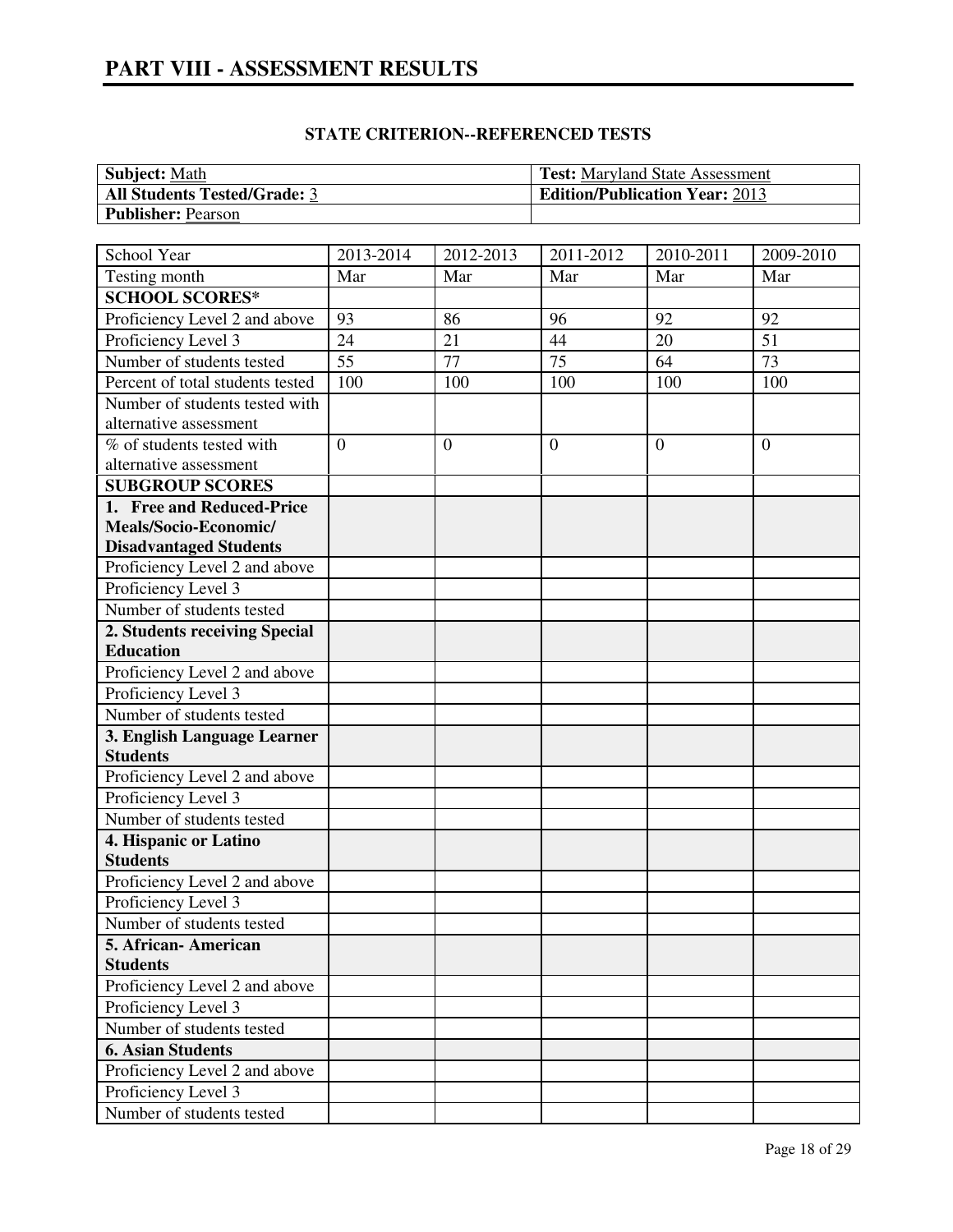# PART VIII - ASSESSMENT RESULTS

## STATE CRITERION--REFERENCED TESTS

| **Subject:** Math | **Test:** Maryland State Assessment |
|---|---|
| **All Students Tested/Grade:** 3 | **Edition/Publication Year:** 2013 |
| **Publisher:** Pearson | |

| School Year | 2013-2014 | 2012-2013 | 2011-2012 | 2010-2011 | 2009-2010 |
|---|---|---|---|---|---|
| Testing month | Mar | Mar | Mar | Mar | Mar |
| **SCHOOL SCORES*** | | | | | |
| Proficiency Level 2 and above | 93 | 86 | 96 | 92 | 92 |
| Proficiency Level 3 | 24 | 21 | 44 | 20 | 51 |
| Number of students tested | 55 | 77 | 75 | 64 | 73 |
| Percent of total students tested | 100 | 100 | 100 | 100 | 100 |
| Number of students tested with alternative assessment | | | | | |
| % of students tested with alternative assessment | 0 | 0 | 0 | 0 | 0 |
| **SUBGROUP SCORES** | | | | | |
| **1. Free and Reduced-Price Meals/Socio-Economic/ Disadvantaged Students** | | | | | |
| Proficiency Level 2 and above | | | | | |
| Proficiency Level 3 | | | | | |
| Number of students tested | | | | | |
| **2. Students receiving Special Education** | | | | | |
| Proficiency Level 2 and above | | | | | |
| Proficiency Level 3 | | | | | |
| Number of students tested | | | | | |
| **3. English Language Learner Students** | | | | | |
| Proficiency Level 2 and above | | | | | |
| Proficiency Level 3 | | | | | |
| Number of students tested | | | | | |
| **4. Hispanic or Latino Students** | | | | | |
| Proficiency Level 2 and above | | | | | |
| Proficiency Level 3 | | | | | |
| Number of students tested | | | | | |
| **5. African- American Students** | | | | | |
| Proficiency Level 2 and above | | | | | |
| Proficiency Level 3 | | | | | |
| Number of students tested | | | | | |
| **6. Asian Students** | | | | | |
| Proficiency Level 2 and above | | | | | |
| Proficiency Level 3 | | | | | |
| Number of students tested | | | | | |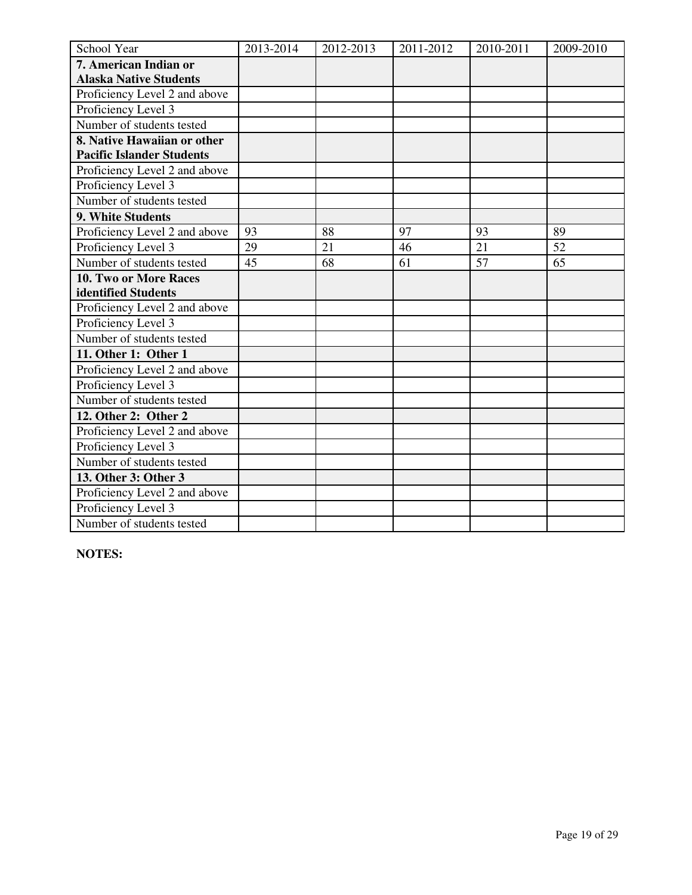| School Year | 2013-2014 | 2012-2013 | 2011-2012 | 2010-2011 | 2009-2010 |
| --- | --- | --- | --- | --- | --- |
| **7. American Indian or Alaska Native Students** | | | | | |
| Proficiency Level 2 and above | | | | | |
| Proficiency Level 3 | | | | | |
| Number of students tested | | | | | |
| **8. Native Hawaiian or other Pacific Islander Students** | | | | | |
| Proficiency Level 2 and above | | | | | |
| Proficiency Level 3 | | | | | |
| Number of students tested | | | | | |
| **9. White Students** | | | | | |
| Proficiency Level 2 and above | 93 | 88 | 97 | 93 | 89 |
| Proficiency Level 3 | 29 | 21 | 46 | 21 | 52 |
| Number of students tested | 45 | 68 | 61 | 57 | 65 |
| **10. Two or More Races identified Students** | | | | | |
| Proficiency Level 2 and above | | | | | |
| Proficiency Level 3 | | | | | |
| Number of students tested | | | | | |
| **11. Other 1: Other 1** | | | | | |
| Proficiency Level 2 and above | | | | | |
| Proficiency Level 3 | | | | | |
| Number of students tested | | | | | |
| **12. Other 2: Other 2** | | | | | |
| Proficiency Level 2 and above | | | | | |
| Proficiency Level 3 | | | | | |
| Number of students tested | | | | | |
| **13. Other 3: Other 3** | | | | | |
| Proficiency Level 2 and above | | | | | |
| Proficiency Level 3 | | | | | |
| Number of students tested | | | | | |

**NOTES:**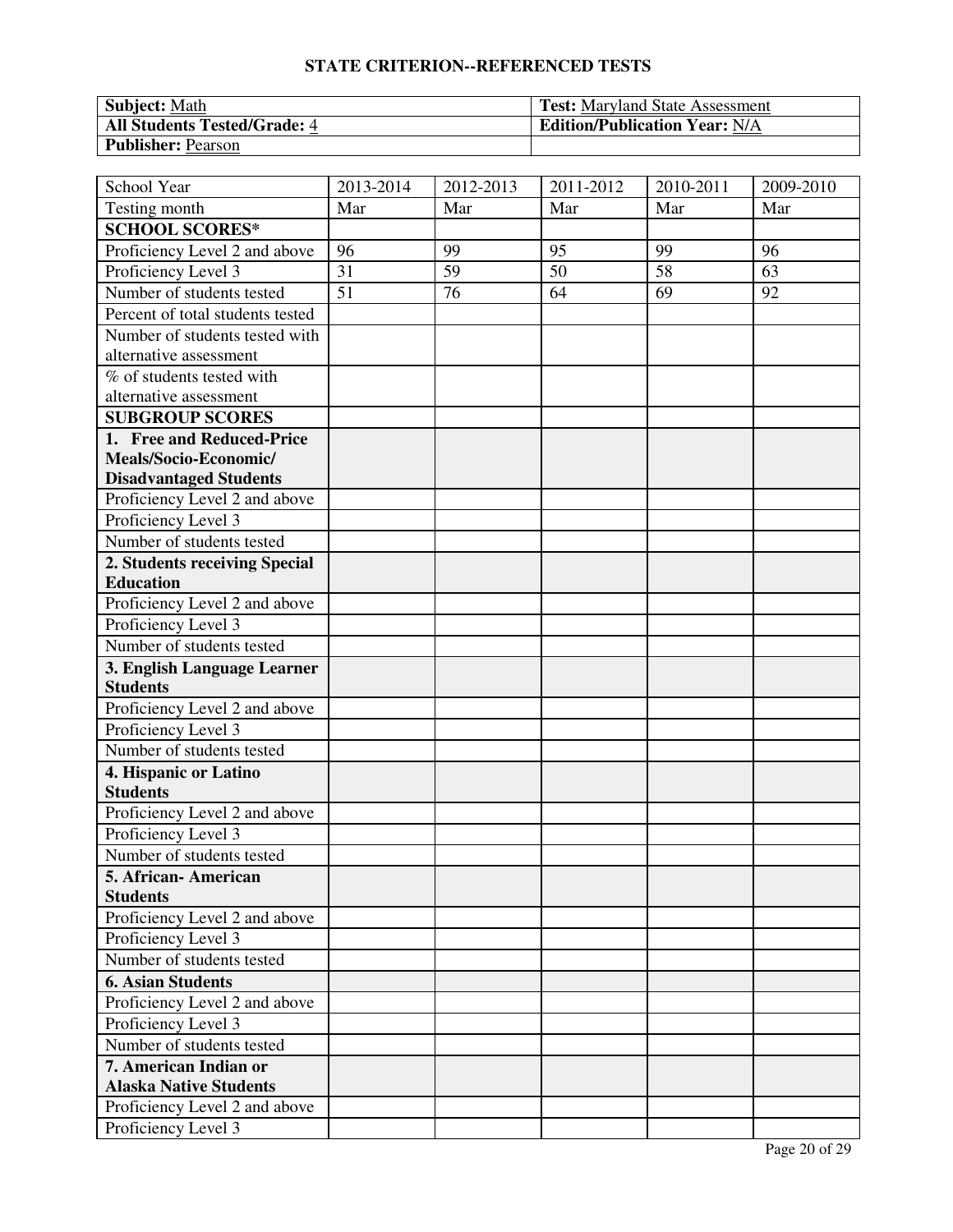## STATE CRITERION--REFERENCED TESTS

| **Subject:** Math | **Test:** Maryland State Assessment |
|---|---|
| **All Students Tested/Grade:** 4 | **Edition/Publication Year:** N/A |
| **Publisher:** Pearson | |

| School Year | 2013-2014 | 2012-2013 | 2011-2012 | 2010-2011 | 2009-2010 |
|---|---|---|---|---|---|
| Testing month | Mar | Mar | Mar | Mar | Mar |
| **SCHOOL SCORES*** | | | | | |
| Proficiency Level 2 and above | 96 | 99 | 95 | 99 | 96 |
| Proficiency Level 3 | 31 | 59 | 50 | 58 | 63 |
| Number of students tested | 51 | 76 | 64 | 69 | 92 |
| Percent of total students tested | | | | | |
| Number of students tested with alternative assessment | | | | | |
| % of students tested with alternative assessment | | | | | |
| **SUBGROUP SCORES** | | | | | |
| **1. Free and Reduced-Price Meals/Socio-Economic/ Disadvantaged Students** | | | | | |
| Proficiency Level 2 and above | | | | | |
| Proficiency Level 3 | | | | | |
| Number of students tested | | | | | |
| **2. Students receiving Special Education** | | | | | |
| Proficiency Level 2 and above | | | | | |
| Proficiency Level 3 | | | | | |
| Number of students tested | | | | | |
| **3. English Language Learner Students** | | | | | |
| Proficiency Level 2 and above | | | | | |
| Proficiency Level 3 | | | | | |
| Number of students tested | | | | | |
| **4. Hispanic or Latino Students** | | | | | |
| Proficiency Level 2 and above | | | | | |
| Proficiency Level 3 | | | | | |
| Number of students tested | | | | | |
| **5. African- American Students** | | | | | |
| Proficiency Level 2 and above | | | | | |
| Proficiency Level 3 | | | | | |
| Number of students tested | | | | | |
| **6. Asian Students** | | | | | |
| Proficiency Level 2 and above | | | | | |
| Proficiency Level 3 | | | | | |
| Number of students tested | | | | | |
| **7. American Indian or Alaska Native Students** | | | | | |
| Proficiency Level 2 and above | | | | | |
| Proficiency Level 3 | | | | | |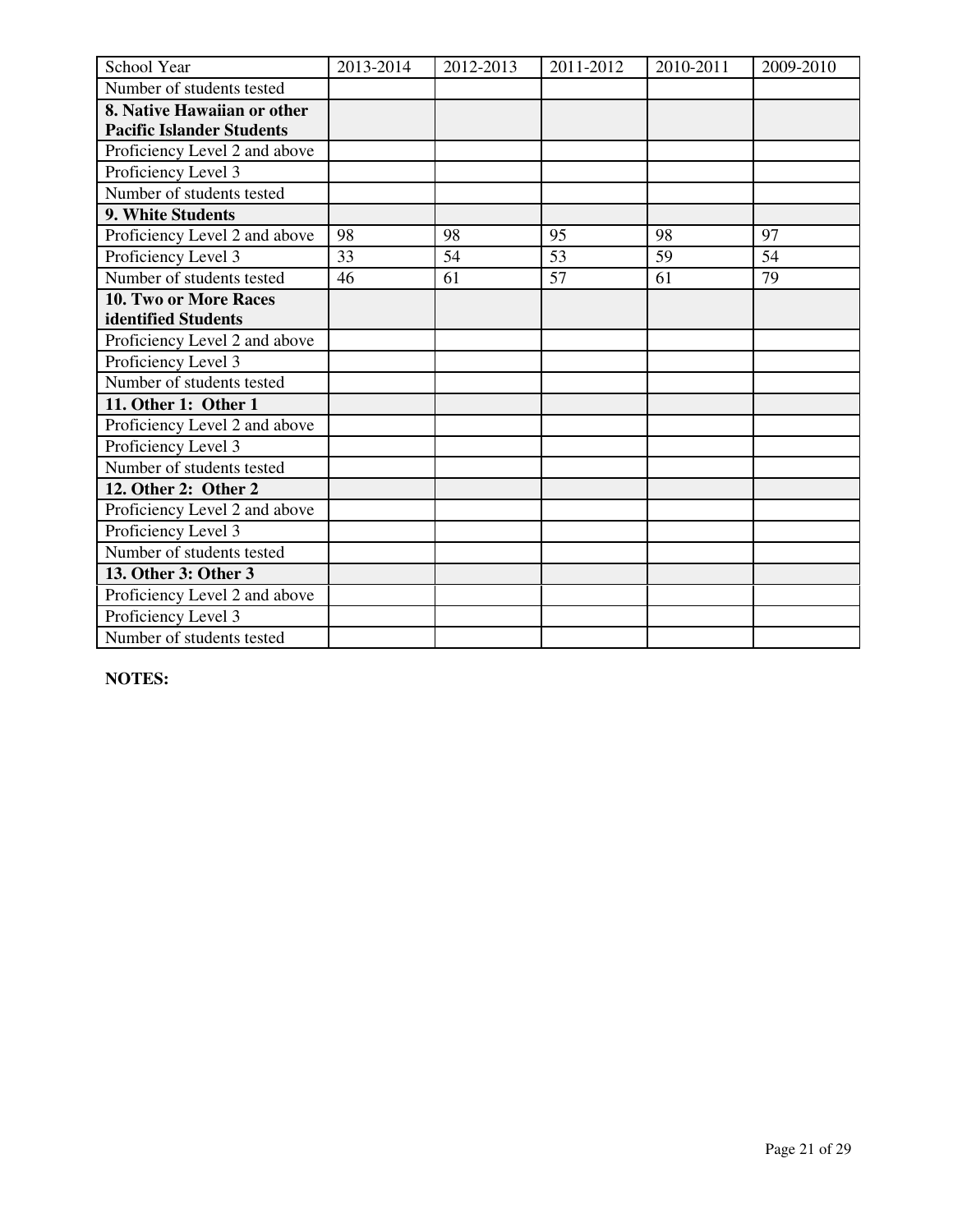| School Year | 2013-2014 | 2012-2013 | 2011-2012 | 2010-2011 | 2009-2010 |
|---|---|---|---|---|---|
| Number of students tested | | | | | |
| **8. Native Hawaiian or other Pacific Islander Students** | | | | | |
| Proficiency Level 2 and above | | | | | |
| Proficiency Level 3 | | | | | |
| Number of students tested | | | | | |
| **9. White Students** | | | | | |
| Proficiency Level 2 and above | 98 | 98 | 95 | 98 | 97 |
| Proficiency Level 3 | 33 | 54 | 53 | 59 | 54 |
| Number of students tested | 46 | 61 | 57 | 61 | 79 |
| **10. Two or More Races identified Students** | | | | | |
| Proficiency Level 2 and above | | | | | |
| Proficiency Level 3 | | | | | |
| Number of students tested | | | | | |
| **11. Other 1: Other 1** | | | | | |
| Proficiency Level 2 and above | | | | | |
| Proficiency Level 3 | | | | | |
| Number of students tested | | | | | |
| **12. Other 2: Other 2** | | | | | |
| Proficiency Level 2 and above | | | | | |
| Proficiency Level 3 | | | | | |
| Number of students tested | | | | | |
| **13. Other 3: Other 3** | | | | | |
| Proficiency Level 2 and above | | | | | |
| Proficiency Level 3 | | | | | |
| Number of students tested | | | | | |

**NOTES:**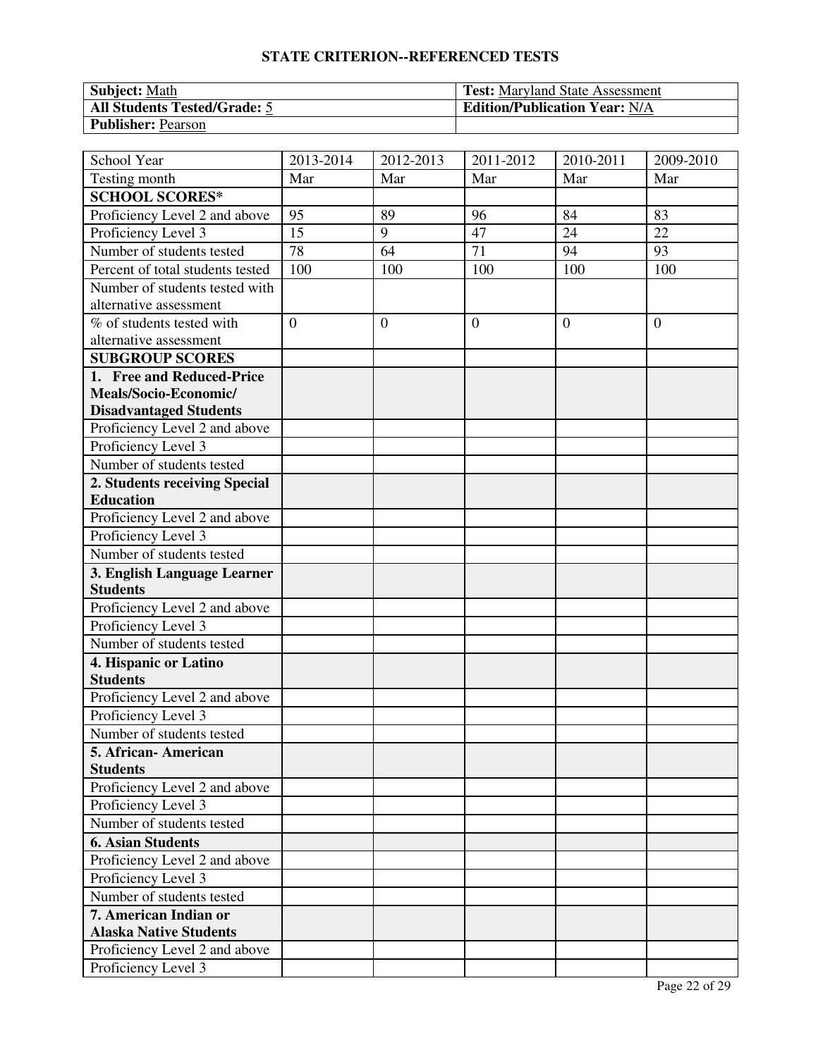## STATE CRITERION--REFERENCED TESTS

| **Subject:** Math | **Test:** Maryland State Assessment |
|---|---|
| **All Students Tested/Grade:** 5 | **Edition/Publication Year:** N/A |
| **Publisher:** Pearson | |

| School Year | 2013-2014 | 2012-2013 | 2011-2012 | 2010-2011 | 2009-2010 |
|---|---|---|---|---|---|
| Testing month | Mar | Mar | Mar | Mar | Mar |
| **SCHOOL SCORES*** | | | | | |
| Proficiency Level 2 and above | 95 | 89 | 96 | 84 | 83 |
| Proficiency Level 3 | 15 | 9 | 47 | 24 | 22 |
| Number of students tested | 78 | 64 | 71 | 94 | 93 |
| Percent of total students tested | 100 | 100 | 100 | 100 | 100 |
| Number of students tested with alternative assessment | | | | | |
| % of students tested with alternative assessment | 0 | 0 | 0 | 0 | 0 |
| **SUBGROUP SCORES** | | | | | |
| **1. Free and Reduced-Price Meals/Socio-Economic/ Disadvantaged Students** | | | | | |
| Proficiency Level 2 and above | | | | | |
| Proficiency Level 3 | | | | | |
| Number of students tested | | | | | |
| **2. Students receiving Special Education** | | | | | |
| Proficiency Level 2 and above | | | | | |
| Proficiency Level 3 | | | | | |
| Number of students tested | | | | | |
| **3. English Language Learner Students** | | | | | |
| Proficiency Level 2 and above | | | | | |
| Proficiency Level 3 | | | | | |
| Number of students tested | | | | | |
| **4. Hispanic or Latino Students** | | | | | |
| Proficiency Level 2 and above | | | | | |
| Proficiency Level 3 | | | | | |
| Number of students tested | | | | | |
| **5. African- American Students** | | | | | |
| Proficiency Level 2 and above | | | | | |
| Proficiency Level 3 | | | | | |
| Number of students tested | | | | | |
| **6. Asian Students** | | | | | |
| Proficiency Level 2 and above | | | | | |
| Proficiency Level 3 | | | | | |
| Number of students tested | | | | | |
| **7. American Indian or Alaska Native Students** | | | | | |
| Proficiency Level 2 and above | | | | | |
| Proficiency Level 3 | | | | | |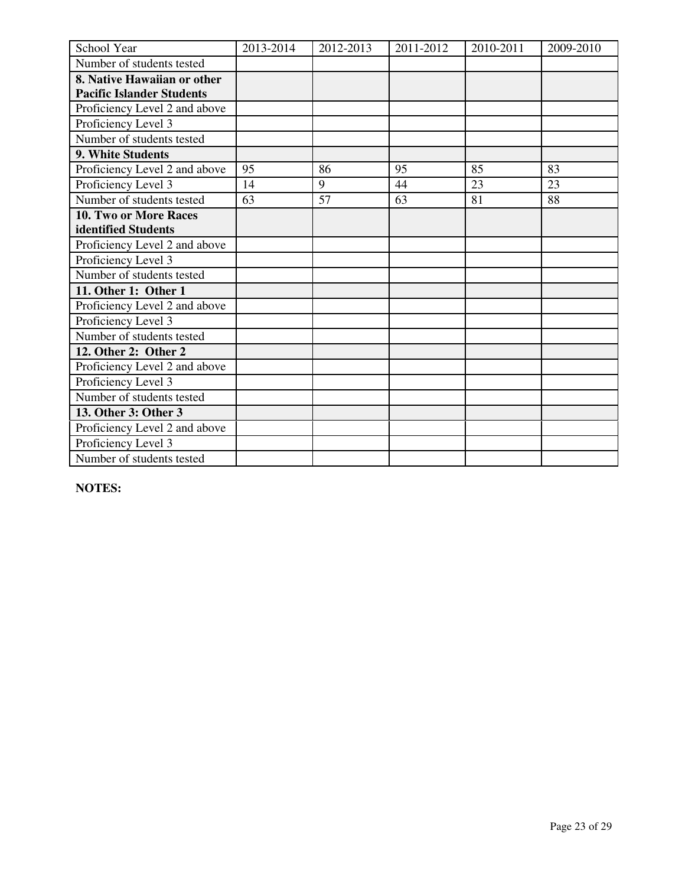| School Year | 2013-2014 | 2012-2013 | 2011-2012 | 2010-2011 | 2009-2010 |
|---|---|---|---|---|---|
| Number of students tested | | | | | |
| **8. Native Hawaiian or other Pacific Islander Students** | | | | | |
| Proficiency Level 2 and above | | | | | |
| Proficiency Level 3 | | | | | |
| Number of students tested | | | | | |
| **9. White Students** | | | | | |
| Proficiency Level 2 and above | 95 | 86 | 95 | 85 | 83 |
| Proficiency Level 3 | 14 | 9 | 44 | 23 | 23 |
| Number of students tested | 63 | 57 | 63 | 81 | 88 |
| **10. Two or More Races identified Students** | | | | | |
| Proficiency Level 2 and above | | | | | |
| Proficiency Level 3 | | | | | |
| Number of students tested | | | | | |
| **11. Other 1: Other 1** | | | | | |
| Proficiency Level 2 and above | | | | | |
| Proficiency Level 3 | | | | | |
| Number of students tested | | | | | |
| **12. Other 2: Other 2** | | | | | |
| Proficiency Level 2 and above | | | | | |
| Proficiency Level 3 | | | | | |
| Number of students tested | | | | | |
| **13. Other 3: Other 3** | | | | | |
| Proficiency Level 2 and above | | | | | |
| Proficiency Level 3 | | | | | |
| Number of students tested | | | | | |

**NOTES:**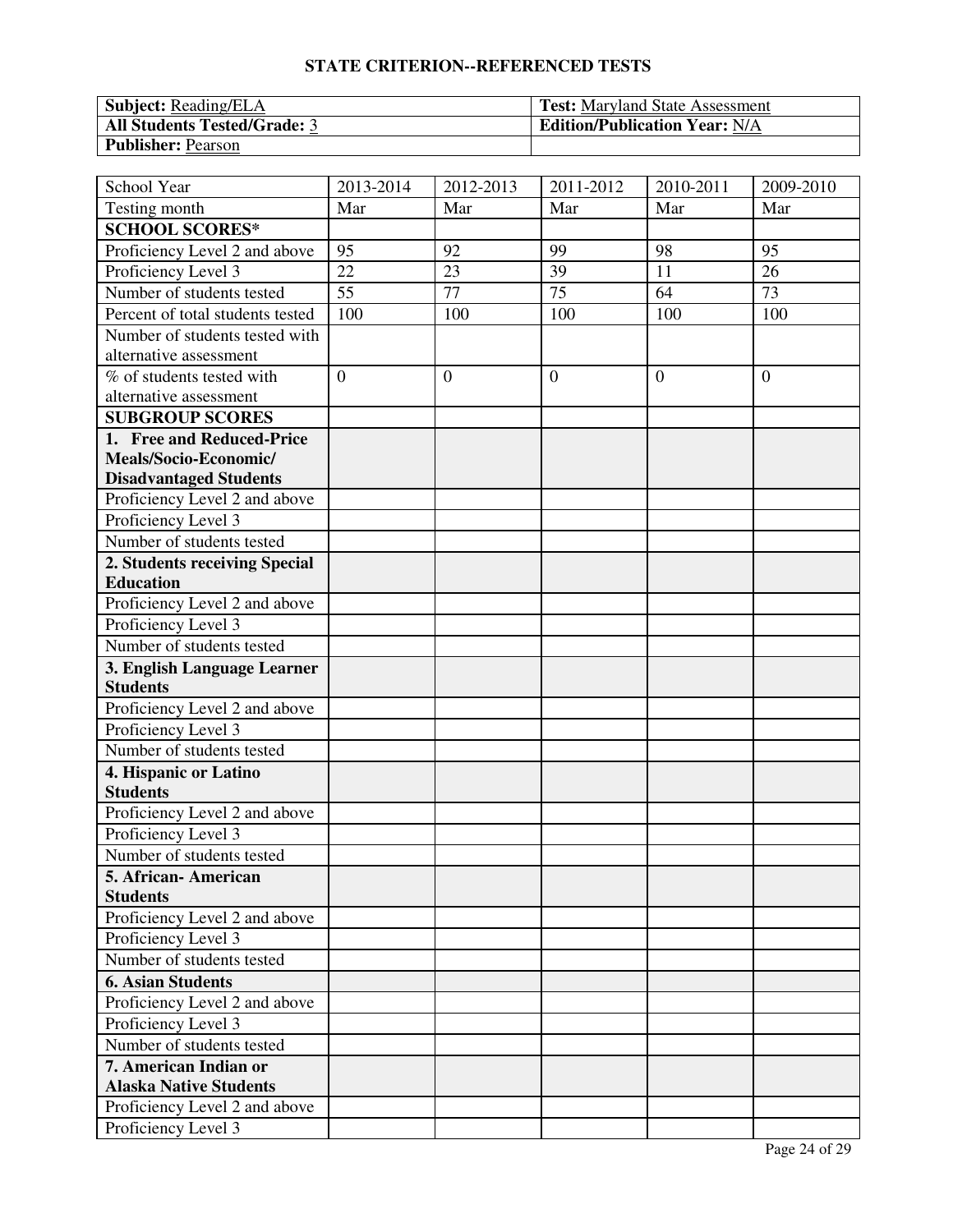## STATE CRITERION--REFERENCED TESTS

| **Subject:** Reading/ELA | **Test:** Maryland State Assessment |
|---|---|
| **All Students Tested/Grade:** 3 | **Edition/Publication Year:** N/A |
| **Publisher:** Pearson | |

| School Year | 2013-2014 | 2012-2013 | 2011-2012 | 2010-2011 | 2009-2010 |
|---|---|---|---|---|---|
| Testing month | Mar | Mar | Mar | Mar | Mar |
| **SCHOOL SCORES*** | | | | | |
| Proficiency Level 2 and above | 95 | 92 | 99 | 98 | 95 |
| Proficiency Level 3 | 22 | 23 | 39 | 11 | 26 |
| Number of students tested | 55 | 77 | 75 | 64 | 73 |
| Percent of total students tested | 100 | 100 | 100 | 100 | 100 |
| Number of students tested with alternative assessment | | | | | |
| % of students tested with alternative assessment | 0 | 0 | 0 | 0 | 0 |
| **SUBGROUP SCORES** | | | | | |
| **1. Free and Reduced-Price Meals/Socio-Economic/ Disadvantaged Students** | | | | | |
| Proficiency Level 2 and above | | | | | |
| Proficiency Level 3 | | | | | |
| Number of students tested | | | | | |
| **2. Students receiving Special Education** | | | | | |
| Proficiency Level 2 and above | | | | | |
| Proficiency Level 3 | | | | | |
| Number of students tested | | | | | |
| **3. English Language Learner Students** | | | | | |
| Proficiency Level 2 and above | | | | | |
| Proficiency Level 3 | | | | | |
| Number of students tested | | | | | |
| **4. Hispanic or Latino Students** | | | | | |
| Proficiency Level 2 and above | | | | | |
| Proficiency Level 3 | | | | | |
| Number of students tested | | | | | |
| **5. African- American Students** | | | | | |
| Proficiency Level 2 and above | | | | | |
| Proficiency Level 3 | | | | | |
| Number of students tested | | | | | |
| **6. Asian Students** | | | | | |
| Proficiency Level 2 and above | | | | | |
| Proficiency Level 3 | | | | | |
| Number of students tested | | | | | |
| **7. American Indian or Alaska Native Students** | | | | | |
| Proficiency Level 2 and above | | | | | |
| Proficiency Level 3 | | | | | |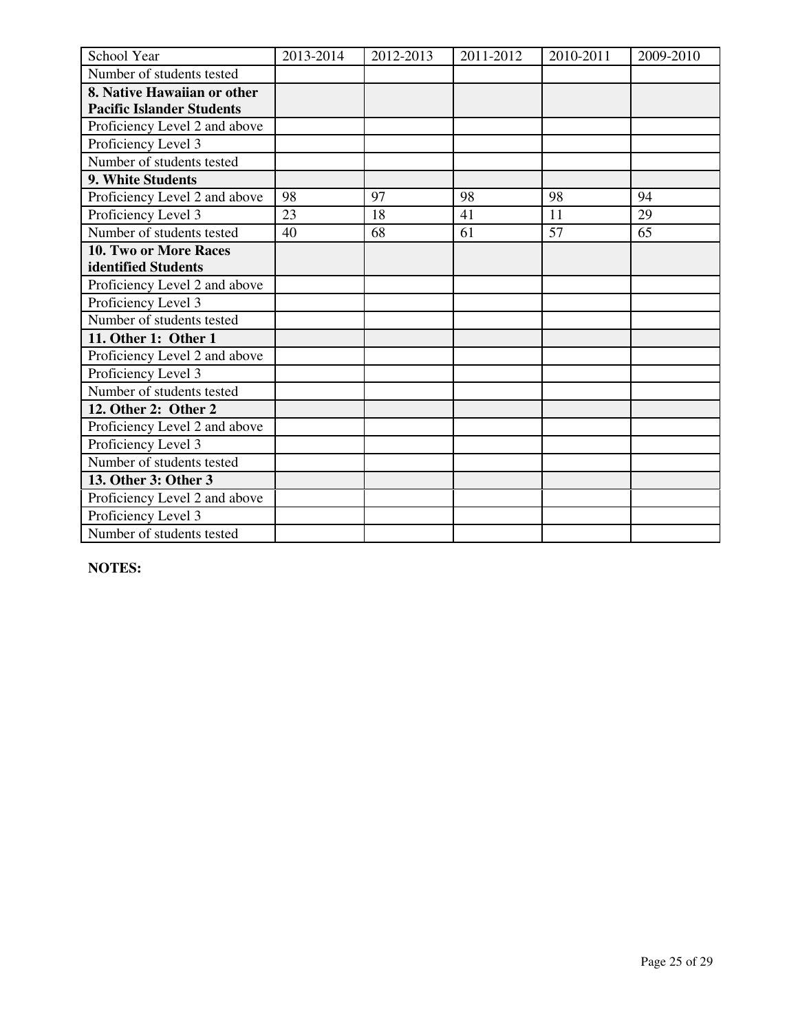| School Year | 2013-2014 | 2012-2013 | 2011-2012 | 2010-2011 | 2009-2010 |
|---|---|---|---|---|---|
| Number of students tested | | | | | |
| **8. Native Hawaiian or other Pacific Islander Students** | | | | | |
| Proficiency Level 2 and above | | | | | |
| Proficiency Level 3 | | | | | |
| Number of students tested | | | | | |
| **9. White Students** | | | | | |
| Proficiency Level 2 and above | 98 | 97 | 98 | 98 | 94 |
| Proficiency Level 3 | 23 | 18 | 41 | 11 | 29 |
| Number of students tested | 40 | 68 | 61 | 57 | 65 |
| **10. Two or More Races identified Students** | | | | | |
| Proficiency Level 2 and above | | | | | |
| Proficiency Level 3 | | | | | |
| Number of students tested | | | | | |
| **11. Other 1: Other 1** | | | | | |
| Proficiency Level 2 and above | | | | | |
| Proficiency Level 3 | | | | | |
| Number of students tested | | | | | |
| **12. Other 2: Other 2** | | | | | |
| Proficiency Level 2 and above | | | | | |
| Proficiency Level 3 | | | | | |
| Number of students tested | | | | | |
| **13. Other 3: Other 3** | | | | | |
| Proficiency Level 2 and above | | | | | |
| Proficiency Level 3 | | | | | |
| Number of students tested | | | | | |

**NOTES:**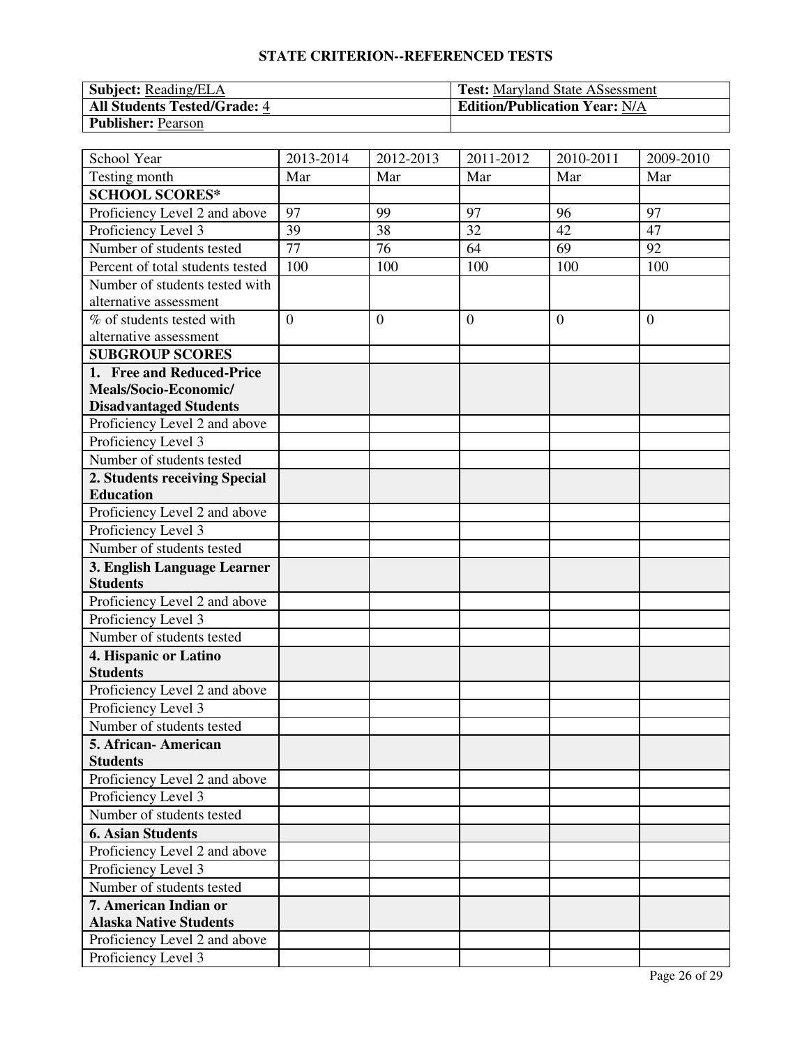**STATE CRITERION--REFERENCED TESTS**

| **Subject:** Reading/ELA | **Test:** Maryland State ASsessment |
| --- | --- |
| **All Students Tested/Grade:** 4 | **Edition/Publication Year:** N/A |
| **Publisher:** Pearson | |

| School Year | 2013-2014 | 2012-2013 | 2011-2012 | 2010-2011 | 2009-2010 |
| --- | --- | --- | --- | --- | --- |
| Testing month | Mar | Mar | Mar | Mar | Mar |
| **SCHOOL SCORES*** | | | | | |
| Proficiency Level 2 and above | 97 | 99 | 97 | 96 | 97 |
| Proficiency Level 3 | 39 | 38 | 32 | 42 | 47 |
| Number of students tested | 77 | 76 | 64 | 69 | 92 |
| Percent of total students tested | 100 | 100 | 100 | 100 | 100 |
| Number of students tested with alternative assessment | | | | | |
| % of students tested with alternative assessment | 0 | 0 | 0 | 0 | 0 |
| **SUBGROUP SCORES** | | | | | |
| **1. Free and Reduced-Price Meals/Socio-Economic/ Disadvantaged Students** | | | | | |
| Proficiency Level 2 and above | | | | | |
| Proficiency Level 3 | | | | | |
| Number of students tested | | | | | |
| **2. Students receiving Special Education** | | | | | |
| Proficiency Level 2 and above | | | | | |
| Proficiency Level 3 | | | | | |
| Number of students tested | | | | | |
| **3. English Language Learner Students** | | | | | |
| Proficiency Level 2 and above | | | | | |
| Proficiency Level 3 | | | | | |
| Number of students tested | | | | | |
| **4. Hispanic or Latino Students** | | | | | |
| Proficiency Level 2 and above | | | | | |
| Proficiency Level 3 | | | | | |
| Number of students tested | | | | | |
| **5. African- American Students** | | | | | |
| Proficiency Level 2 and above | | | | | |
| Proficiency Level 3 | | | | | |
| Number of students tested | | | | | |
| **6. Asian Students** | | | | | |
| Proficiency Level 2 and above | | | | | |
| Proficiency Level 3 | | | | | |
| Number of students tested | | | | | |
| **7. American Indian or Alaska Native Students** | | | | | |
| Proficiency Level 2 and above | | | | | |
| Proficiency Level 3 | | | | | |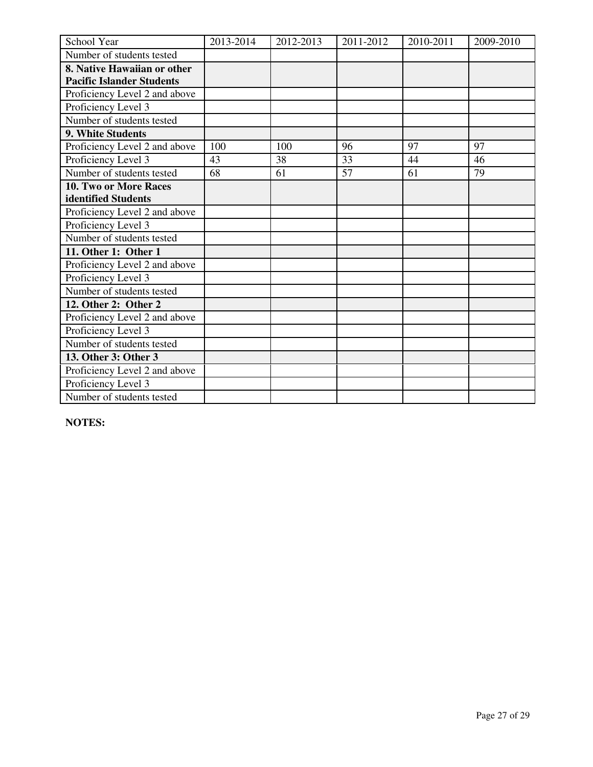| School Year | 2013-2014 | 2012-2013 | 2011-2012 | 2010-2011 | 2009-2010 |
| --- | --- | --- | --- | --- | --- |
| Number of students tested | | | | | |
| **8. Native Hawaiian or other Pacific Islander Students** | | | | | |
| Proficiency Level 2 and above | | | | | |
| Proficiency Level 3 | | | | | |
| Number of students tested | | | | | |
| **9. White Students** | | | | | |
| Proficiency Level 2 and above | 100 | 100 | 96 | 97 | 97 |
| Proficiency Level 3 | 43 | 38 | 33 | 44 | 46 |
| Number of students tested | 68 | 61 | 57 | 61 | 79 |
| **10. Two or More Races identified Students** | | | | | |
| Proficiency Level 2 and above | | | | | |
| Proficiency Level 3 | | | | | |
| Number of students tested | | | | | |
| **11. Other 1: Other 1** | | | | | |
| Proficiency Level 2 and above | | | | | |
| Proficiency Level 3 | | | | | |
| Number of students tested | | | | | |
| **12. Other 2: Other 2** | | | | | |
| Proficiency Level 2 and above | | | | | |
| Proficiency Level 3 | | | | | |
| Number of students tested | | | | | |
| **13. Other 3: Other 3** | | | | | |
| Proficiency Level 2 and above | | | | | |
| Proficiency Level 3 | | | | | |
| Number of students tested | | | | | |

**NOTES:**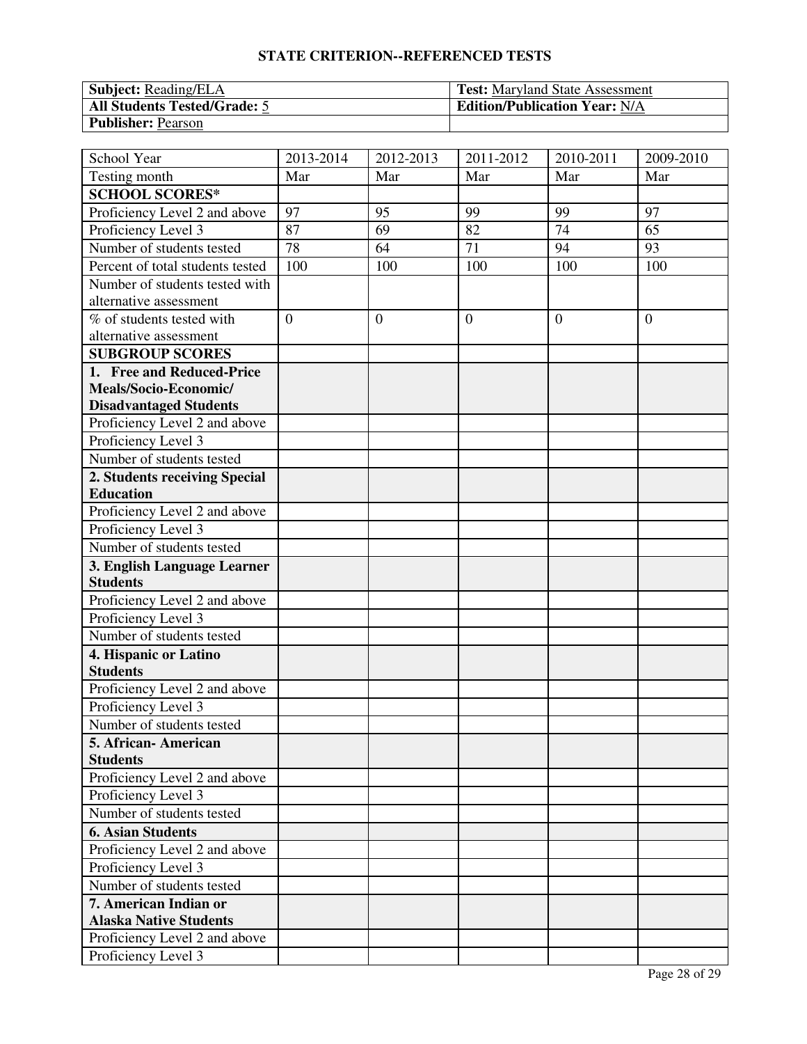**STATE CRITERION--REFERENCED TESTS**

| **Subject:** Reading/ELA | **Test:** Maryland State Assessment |
|---|---|
| **All Students Tested/Grade:** 5 | **Edition/Publication Year:** N/A |
| **Publisher:** Pearson | |

| School Year | 2013-2014 | 2012-2013 | 2011-2012 | 2010-2011 | 2009-2010 |
|---|---|---|---|---|---|
| Testing month | Mar | Mar | Mar | Mar | Mar |
| **SCHOOL SCORES*** | | | | | |
| Proficiency Level 2 and above | 97 | 95 | 99 | 99 | 97 |
| Proficiency Level 3 | 87 | 69 | 82 | 74 | 65 |
| Number of students tested | 78 | 64 | 71 | 94 | 93 |
| Percent of total students tested | 100 | 100 | 100 | 100 | 100 |
| Number of students tested with alternative assessment | | | | | |
| % of students tested with alternative assessment | 0 | 0 | 0 | 0 | 0 |
| **SUBGROUP SCORES** | | | | | |
| **1. Free and Reduced-Price Meals/Socio-Economic/ Disadvantaged Students** | | | | | |
| Proficiency Level 2 and above | | | | | |
| Proficiency Level 3 | | | | | |
| Number of students tested | | | | | |
| **2. Students receiving Special Education** | | | | | |
| Proficiency Level 2 and above | | | | | |
| Proficiency Level 3 | | | | | |
| Number of students tested | | | | | |
| **3. English Language Learner Students** | | | | | |
| Proficiency Level 2 and above | | | | | |
| Proficiency Level 3 | | | | | |
| Number of students tested | | | | | |
| **4. Hispanic or Latino Students** | | | | | |
| Proficiency Level 2 and above | | | | | |
| Proficiency Level 3 | | | | | |
| Number of students tested | | | | | |
| **5. African- American Students** | | | | | |
| Proficiency Level 2 and above | | | | | |
| Proficiency Level 3 | | | | | |
| Number of students tested | | | | | |
| **6. Asian Students** | | | | | |
| Proficiency Level 2 and above | | | | | |
| Proficiency Level 3 | | | | | |
| Number of students tested | | | | | |
| **7. American Indian or Alaska Native Students** | | | | | |
| Proficiency Level 2 and above | | | | | |
| Proficiency Level 3 | | | | | |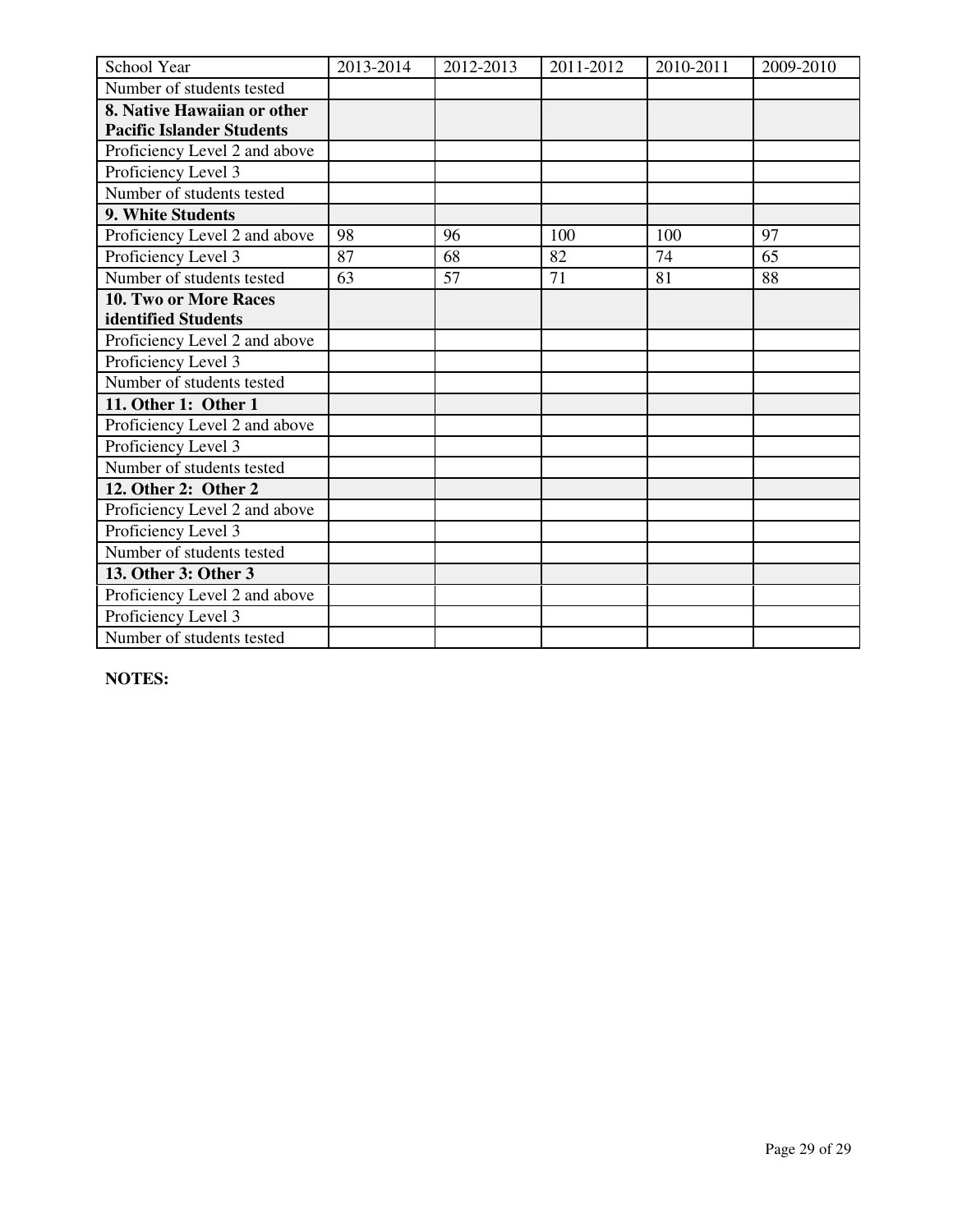| School Year | 2013-2014 | 2012-2013 | 2011-2012 | 2010-2011 | 2009-2010 |
| --- | --- | --- | --- | --- | --- |
| Number of students tested | | | | | |
| **8. Native Hawaiian or other Pacific Islander Students** | | | | | |
| Proficiency Level 2 and above | | | | | |
| Proficiency Level 3 | | | | | |
| Number of students tested | | | | | |
| **9. White Students** | | | | | |
| Proficiency Level 2 and above | 98 | 96 | 100 | 100 | 97 |
| Proficiency Level 3 | 87 | 68 | 82 | 74 | 65 |
| Number of students tested | 63 | 57 | 71 | 81 | 88 |
| **10. Two or More Races identified Students** | | | | | |
| Proficiency Level 2 and above | | | | | |
| Proficiency Level 3 | | | | | |
| Number of students tested | | | | | |
| **11. Other 1: Other 1** | | | | | |
| Proficiency Level 2 and above | | | | | |
| Proficiency Level 3 | | | | | |
| Number of students tested | | | | | |
| **12. Other 2: Other 2** | | | | | |
| Proficiency Level 2 and above | | | | | |
| Proficiency Level 3 | | | | | |
| Number of students tested | | | | | |
| **13. Other 3: Other 3** | | | | | |
| Proficiency Level 2 and above | | | | | |
| Proficiency Level 3 | | | | | |
| Number of students tested | | | | | |

**NOTES:**